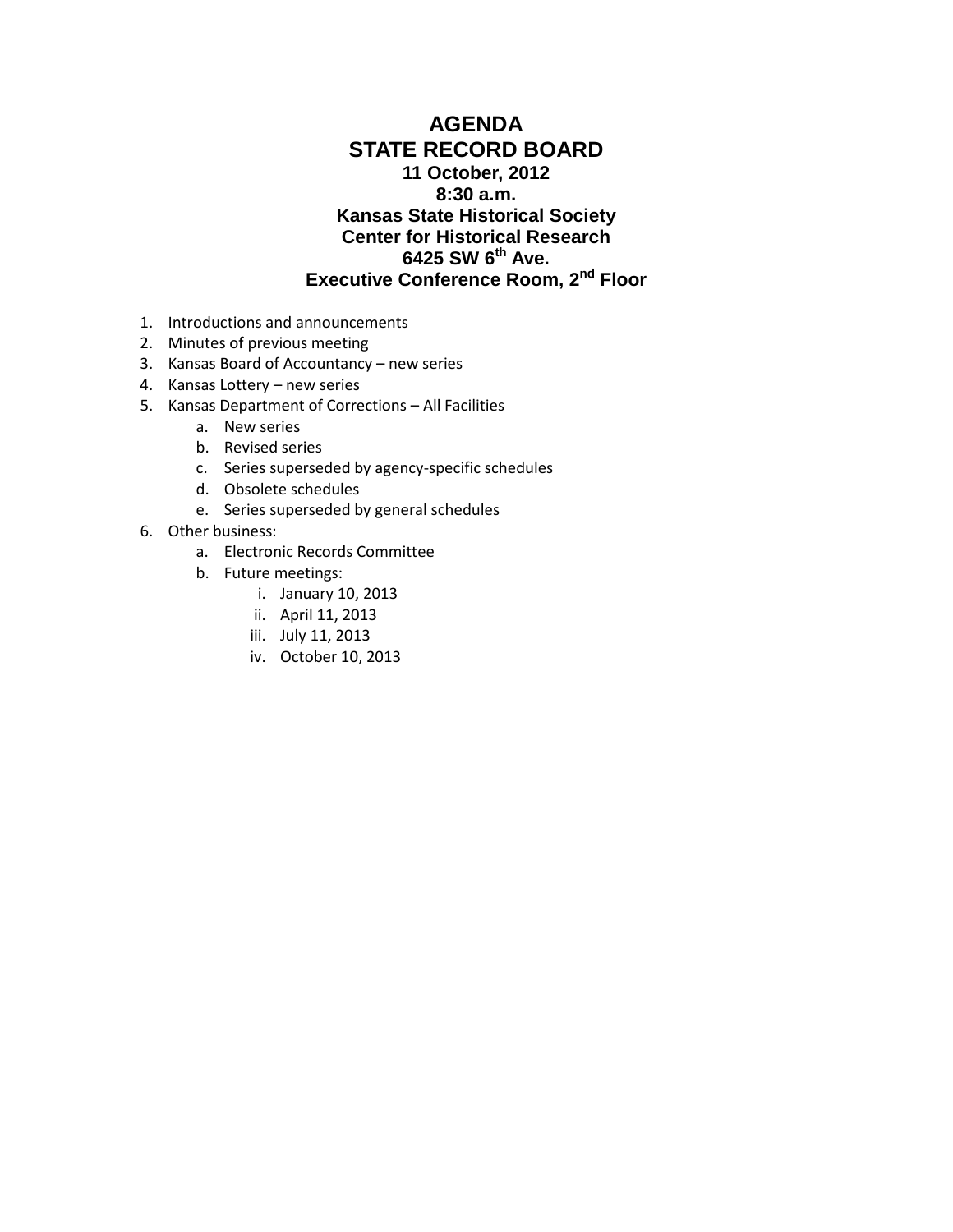# AGENDA
# STATE RECORD BOARD

**11 October, 2012**
**8:30 a.m.**
**Kansas State Historical Society**
**Center for Historical Research**
**6425 SW 6th Ave.**
**Executive Conference Room, 2nd Floor**

1. Introductions and announcements
2. Minutes of previous meeting
3. Kansas Board of Accountancy – new series
4. Kansas Lottery – new series
5. Kansas Department of Corrections – All Facilities
    a. New series
    b. Revised series
    c. Series superseded by agency-specific schedules
    d. Obsolete schedules
    e. Series superseded by general schedules
6. Other business:
    a. Electronic Records Committee
    b. Future meetings:
        i. January 10, 2013
        ii. April 11, 2013
        iii. July 11, 2013
        iv. October 10, 2013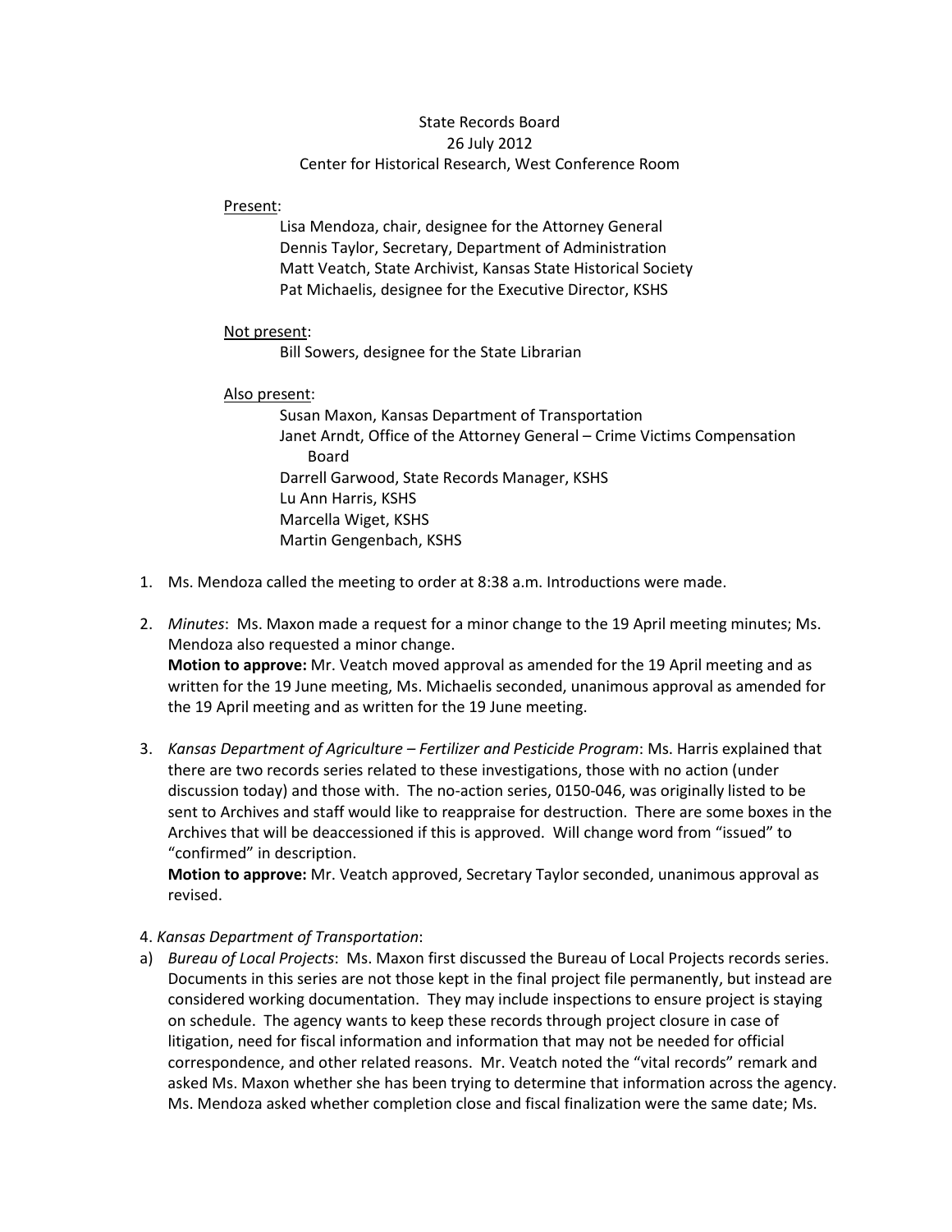State Records Board
26 July 2012
Center for Historical Research, West Conference Room

Present:

Lisa Mendoza, chair, designee for the Attorney General
Dennis Taylor, Secretary, Department of Administration
Matt Veatch, State Archivist, Kansas State Historical Society
Pat Michaelis, designee for the Executive Director, KSHS

Not present:

Bill Sowers, designee for the State Librarian

Also present:

Susan Maxon, Kansas Department of Transportation
Janet Arndt, Office of the Attorney General – Crime Victims Compensation Board
Darrell Garwood, State Records Manager, KSHS
Lu Ann Harris, KSHS
Marcella Wiget, KSHS
Martin Gengenbach, KSHS

1. Ms. Mendoza called the meeting to order at 8:38 a.m. Introductions were made.

2. *Minutes*: Ms. Maxon made a request for a minor change to the 19 April meeting minutes; Ms. Mendoza also requested a minor change.
**Motion to approve:** Mr. Veatch moved approval as amended for the 19 April meeting and as written for the 19 June meeting, Ms. Michaelis seconded, unanimous approval as amended for the 19 April meeting and as written for the 19 June meeting.

3. *Kansas Department of Agriculture – Fertilizer and Pesticide Program*: Ms. Harris explained that there are two records series related to these investigations, those with no action (under discussion today) and those with. The no-action series, 0150-046, was originally listed to be sent to Archives and staff would like to reappraise for destruction. There are some boxes in the Archives that will be deaccessioned if this is approved. Will change word from "issued" to "confirmed" in description.
**Motion to approve:** Mr. Veatch approved, Secretary Taylor seconded, unanimous approval as revised.

4. *Kansas Department of Transportation*:

a) *Bureau of Local Projects*: Ms. Maxon first discussed the Bureau of Local Projects records series. Documents in this series are not those kept in the final project file permanently, but instead are considered working documentation. They may include inspections to ensure project is staying on schedule. The agency wants to keep these records through project closure in case of litigation, need for fiscal information and information that may not be needed for official correspondence, and other related reasons. Mr. Veatch noted the "vital records" remark and asked Ms. Maxon whether she has been trying to determine that information across the agency. Ms. Mendoza asked whether completion close and fiscal finalization were the same date; Ms.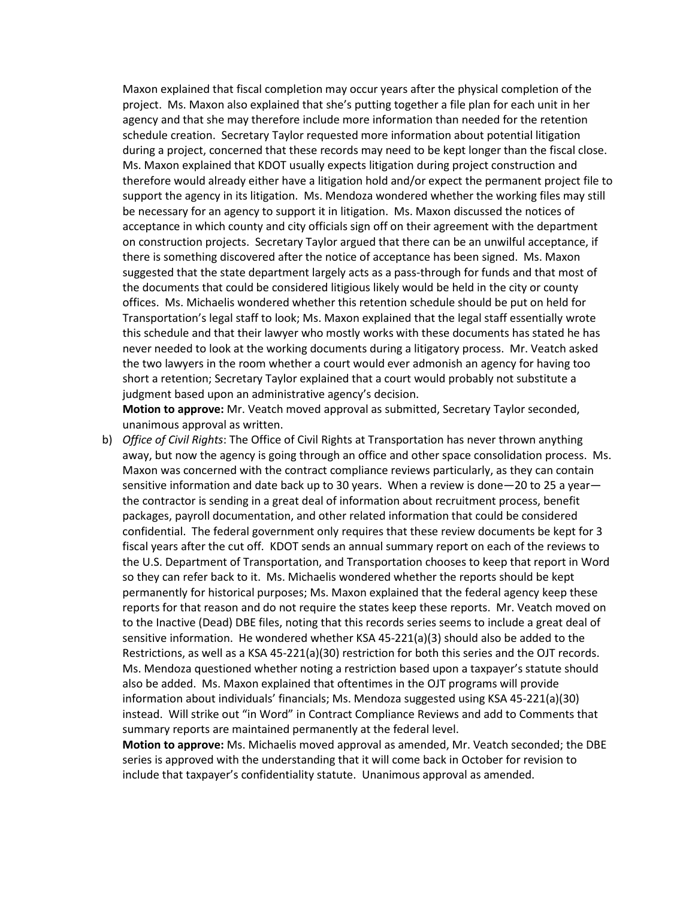Maxon explained that fiscal completion may occur years after the physical completion of the project. Ms. Maxon also explained that she's putting together a file plan for each unit in her agency and that she may therefore include more information than needed for the retention schedule creation. Secretary Taylor requested more information about potential litigation during a project, concerned that these records may need to be kept longer than the fiscal close. Ms. Maxon explained that KDOT usually expects litigation during project construction and therefore would already either have a litigation hold and/or expect the permanent project file to support the agency in its litigation. Ms. Mendoza wondered whether the working files may still be necessary for an agency to support it in litigation. Ms. Maxon discussed the notices of acceptance in which county and city officials sign off on their agreement with the department on construction projects. Secretary Taylor argued that there can be an unwilful acceptance, if there is something discovered after the notice of acceptance has been signed. Ms. Maxon suggested that the state department largely acts as a pass-through for funds and that most of the documents that could be considered litigious likely would be held in the city or county offices. Ms. Michaelis wondered whether this retention schedule should be put on held for Transportation's legal staff to look; Ms. Maxon explained that the legal staff essentially wrote this schedule and that their lawyer who mostly works with these documents has stated he has never needed to look at the working documents during a litigatory process. Mr. Veatch asked the two lawyers in the room whether a court would ever admonish an agency for having too short a retention; Secretary Taylor explained that a court would probably not substitute a judgment based upon an administrative agency's decision.

**Motion to approve:** Mr. Veatch moved approval as submitted, Secretary Taylor seconded, unanimous approval as written.

b) *Office of Civil Rights*: The Office of Civil Rights at Transportation has never thrown anything away, but now the agency is going through an office and other space consolidation process. Ms. Maxon was concerned with the contract compliance reviews particularly, as they can contain sensitive information and date back up to 30 years. When a review is done—20 to 25 a year—the contractor is sending in a great deal of information about recruitment process, benefit packages, payroll documentation, and other related information that could be considered confidential. The federal government only requires that these review documents be kept for 3 fiscal years after the cut off. KDOT sends an annual summary report on each of the reviews to the U.S. Department of Transportation, and Transportation chooses to keep that report in Word so they can refer back to it. Ms. Michaelis wondered whether the reports should be kept permanently for historical purposes; Ms. Maxon explained that the federal agency keep these reports for that reason and do not require the states keep these reports. Mr. Veatch moved on to the Inactive (Dead) DBE files, noting that this records series seems to include a great deal of sensitive information. He wondered whether KSA 45-221(a)(3) should also be added to the Restrictions, as well as a KSA 45-221(a)(30) restriction for both this series and the OJT records. Ms. Mendoza questioned whether noting a restriction based upon a taxpayer's statute should also be added. Ms. Maxon explained that oftentimes in the OJT programs will provide information about individuals' financials; Ms. Mendoza suggested using KSA 45-221(a)(30) instead. Will strike out "in Word" in Contract Compliance Reviews and add to Comments that summary reports are maintained permanently at the federal level.

**Motion to approve:** Ms. Michaelis moved approval as amended, Mr. Veatch seconded; the DBE series is approved with the understanding that it will come back in October for revision to include that taxpayer's confidentiality statute. Unanimous approval as amended.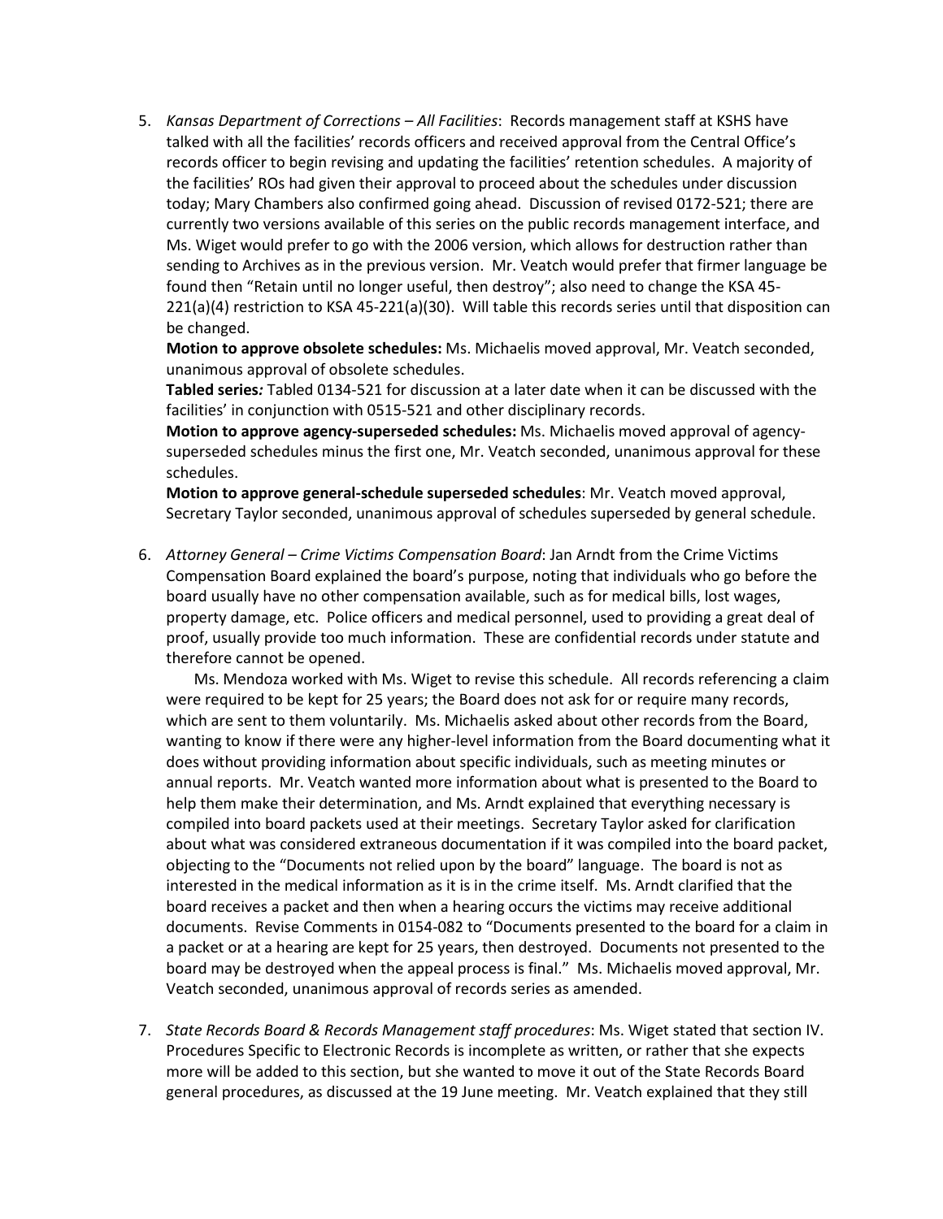5. *Kansas Department of Corrections – All Facilities*: Records management staff at KSHS have talked with all the facilities' records officers and received approval from the Central Office's records officer to begin revising and updating the facilities' retention schedules. A majority of the facilities' ROs had given their approval to proceed about the schedules under discussion today; Mary Chambers also confirmed going ahead. Discussion of revised 0172-521; there are currently two versions available of this series on the public records management interface, and Ms. Wiget would prefer to go with the 2006 version, which allows for destruction rather than sending to Archives as in the previous version. Mr. Veatch would prefer that firmer language be found then "Retain until no longer useful, then destroy"; also need to change the KSA 45-221(a)(4) restriction to KSA 45-221(a)(30). Will table this records series until that disposition can be changed.

   **Motion to approve obsolete schedules:** Ms. Michaelis moved approval, Mr. Veatch seconded, unanimous approval of obsolete schedules.

   **Tabled series***:* Tabled 0134-521 for discussion at a later date when it can be discussed with the facilities' in conjunction with 0515-521 and other disciplinary records.

   **Motion to approve agency-superseded schedules:** Ms. Michaelis moved approval of agency-superseded schedules minus the first one, Mr. Veatch seconded, unanimous approval for these schedules.

   **Motion to approve general-schedule superseded schedules**: Mr. Veatch moved approval, Secretary Taylor seconded, unanimous approval of schedules superseded by general schedule.

6. *Attorney General – Crime Victims Compensation Board*: Jan Arndt from the Crime Victims Compensation Board explained the board's purpose, noting that individuals who go before the board usually have no other compensation available, such as for medical bills, lost wages, property damage, etc. Police officers and medical personnel, used to providing a great deal of proof, usually provide too much information. These are confidential records under statute and therefore cannot be opened.

   Ms. Mendoza worked with Ms. Wiget to revise this schedule. All records referencing a claim were required to be kept for 25 years; the Board does not ask for or require many records, which are sent to them voluntarily. Ms. Michaelis asked about other records from the Board, wanting to know if there were any higher-level information from the Board documenting what it does without providing information about specific individuals, such as meeting minutes or annual reports. Mr. Veatch wanted more information about what is presented to the Board to help them make their determination, and Ms. Arndt explained that everything necessary is compiled into board packets used at their meetings. Secretary Taylor asked for clarification about what was considered extraneous documentation if it was compiled into the board packet, objecting to the "Documents not relied upon by the board" language. The board is not as interested in the medical information as it is in the crime itself. Ms. Arndt clarified that the board receives a packet and then when a hearing occurs the victims may receive additional documents. Revise Comments in 0154-082 to "Documents presented to the board for a claim in a packet or at a hearing are kept for 25 years, then destroyed. Documents not presented to the board may be destroyed when the appeal process is final." Ms. Michaelis moved approval, Mr. Veatch seconded, unanimous approval of records series as amended.

7. *State Records Board & Records Management staff procedures*: Ms. Wiget stated that section IV. Procedures Specific to Electronic Records is incomplete as written, or rather that she expects more will be added to this section, but she wanted to move it out of the State Records Board general procedures, as discussed at the 19 June meeting. Mr. Veatch explained that they still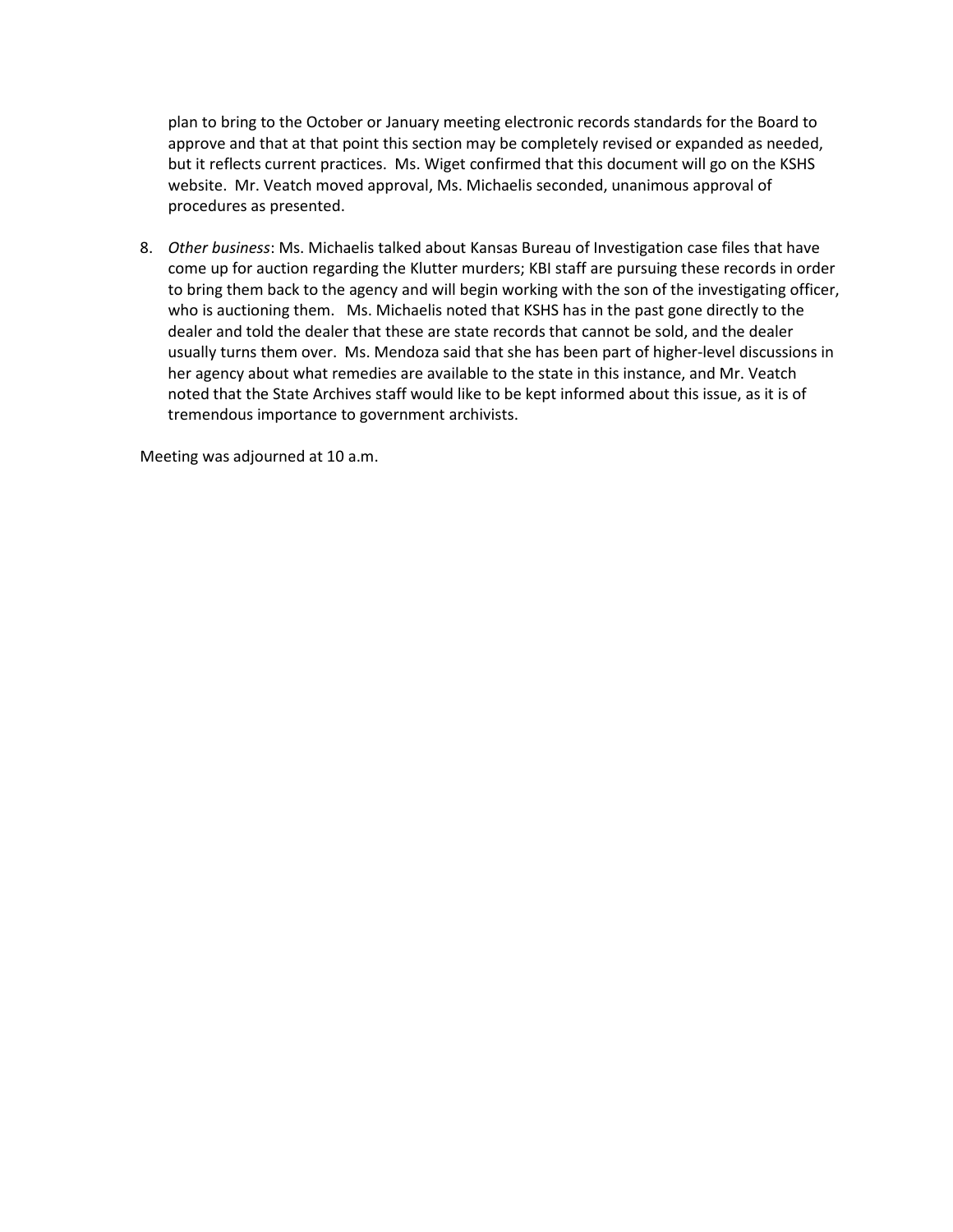plan to bring to the October or January meeting electronic records standards for the Board to approve and that at that point this section may be completely revised or expanded as needed, but it reflects current practices. Ms. Wiget confirmed that this document will go on the KSHS website. Mr. Veatch moved approval, Ms. Michaelis seconded, unanimous approval of procedures as presented.

8. *Other business*: Ms. Michaelis talked about Kansas Bureau of Investigation case files that have come up for auction regarding the Klutter murders; KBI staff are pursuing these records in order to bring them back to the agency and will begin working with the son of the investigating officer, who is auctioning them. Ms. Michaelis noted that KSHS has in the past gone directly to the dealer and told the dealer that these are state records that cannot be sold, and the dealer usually turns them over. Ms. Mendoza said that she has been part of higher-level discussions in her agency about what remedies are available to the state in this instance, and Mr. Veatch noted that the State Archives staff would like to be kept informed about this issue, as it is of tremendous importance to government archivists.

Meeting was adjourned at 10 a.m.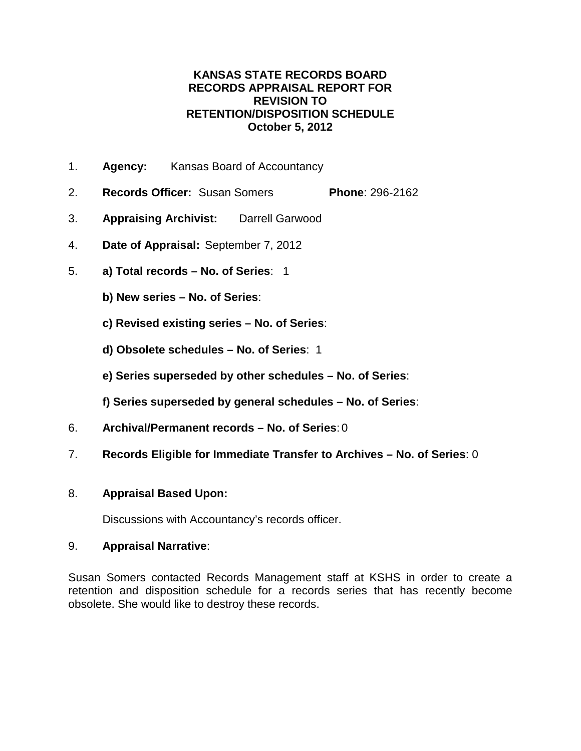# KANSAS STATE RECORDS BOARD
# RECORDS APPRAISAL REPORT FOR REVISION TO RETENTION/DISPOSITION SCHEDULE
# October 5, 2012

1. **Agency:** Kansas Board of Accountancy

2. **Records Officer:** Susan Somers **Phone**: 296-2162

3. **Appraising Archivist:** Darrell Garwood

4. **Date of Appraisal:** September 7, 2012

5. **a) Total records – No. of Series**: 1

   **b) New series – No. of Series**:

   **c) Revised existing series – No. of Series**:

   **d) Obsolete schedules – No. of Series**: 1

   **e) Series superseded by other schedules – No. of Series**:

   **f) Series superseded by general schedules – No. of Series**:

6. **Archival/Permanent records – No. of Series**: 0

7. **Records Eligible for Immediate Transfer to Archives – No. of Series**: 0

8. **Appraisal Based Upon:**

   Discussions with Accountancy's records officer.

9. **Appraisal Narrative**:

Susan Somers contacted Records Management staff at KSHS in order to create a retention and disposition schedule for a records series that has recently become obsolete. She would like to destroy these records.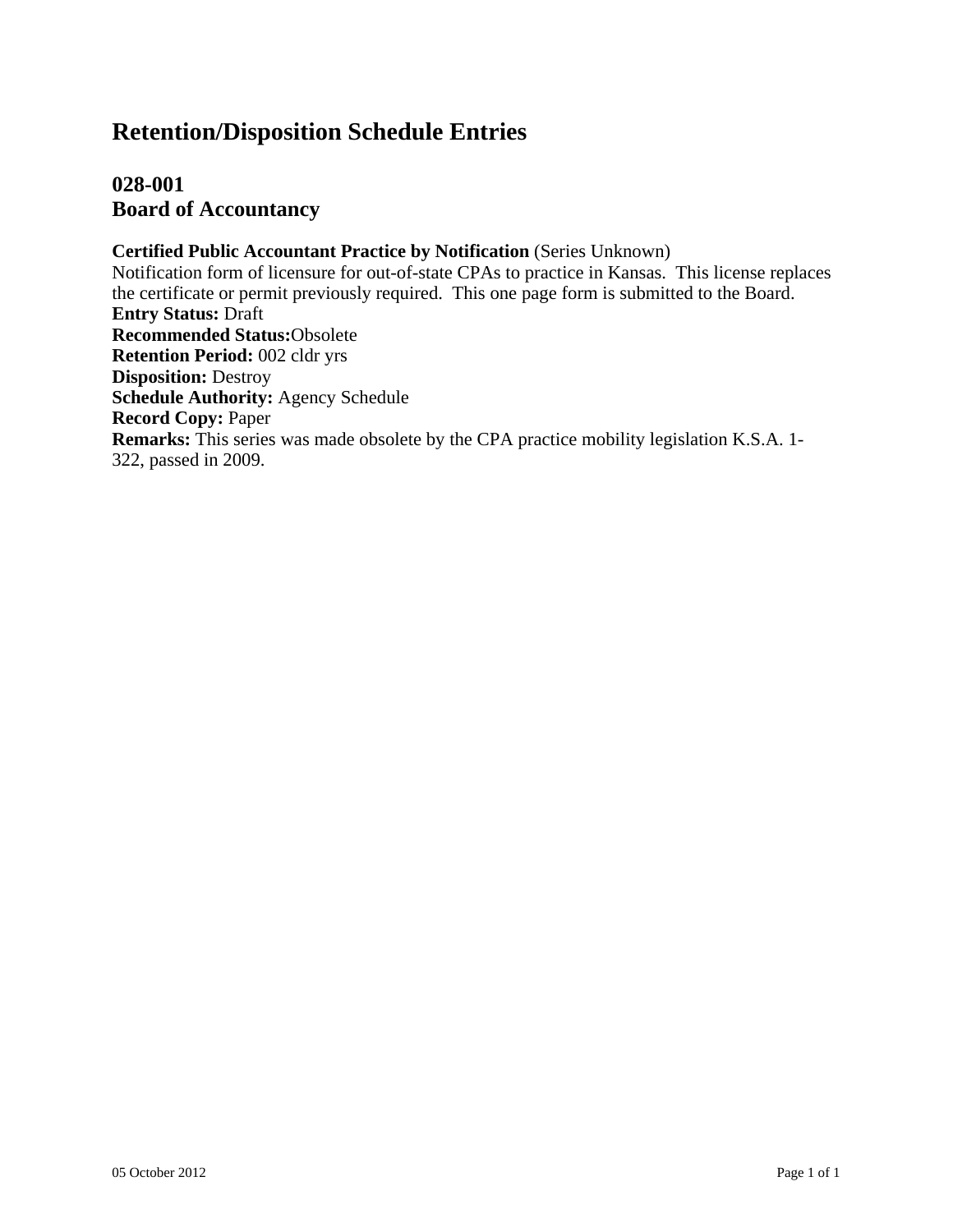# Retention/Disposition Schedule Entries

## 028-001
## Board of Accountancy

**Certified Public Accountant Practice by Notification** (Series Unknown)
Notification form of licensure for out-of-state CPAs to practice in Kansas. This license replaces the certificate or permit previously required. This one page form is submitted to the Board.
**Entry Status:** Draft
**Recommended Status:**Obsolete
**Retention Period:** 002 cldr yrs
**Disposition:** Destroy
**Schedule Authority:** Agency Schedule
**Record Copy:** Paper
**Remarks:** This series was made obsolete by the CPA practice mobility legislation K.S.A. 1-322, passed in 2009.

05 October 2012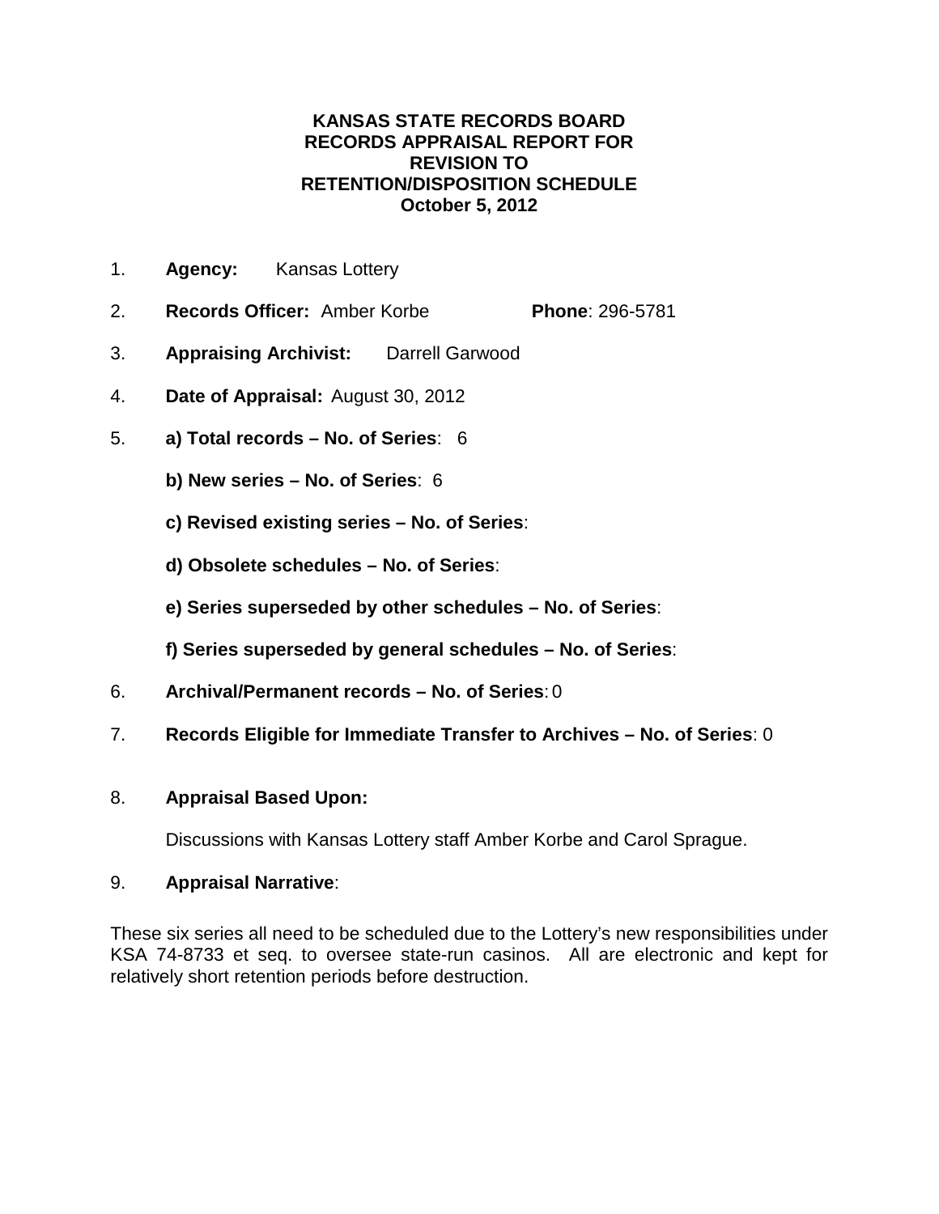**KANSAS STATE RECORDS BOARD**
**RECORDS APPRAISAL REPORT FOR**
**REVISION TO**
**RETENTION/DISPOSITION SCHEDULE**
**October 5, 2012**

1. **Agency:** Kansas Lottery

2. **Records Officer:** Amber Korbe **Phone**: 296-5781

3. **Appraising Archivist:** Darrell Garwood

4. **Date of Appraisal:** August 30, 2012

5. **a) Total records – No. of Series**: 6

   **b) New series – No. of Series**: 6

   **c) Revised existing series – No. of Series**:

   **d) Obsolete schedules – No. of Series**:

   **e) Series superseded by other schedules – No. of Series**:

   **f) Series superseded by general schedules – No. of Series**:

6. **Archival/Permanent records – No. of Series**: 0

7. **Records Eligible for Immediate Transfer to Archives – No. of Series**: 0

8. **Appraisal Based Upon:**

   Discussions with Kansas Lottery staff Amber Korbe and Carol Sprague.

9. **Appraisal Narrative**:

These six series all need to be scheduled due to the Lottery's new responsibilities under KSA 74-8733 et seq. to oversee state-run casinos. All are electronic and kept for relatively short retention periods before destruction.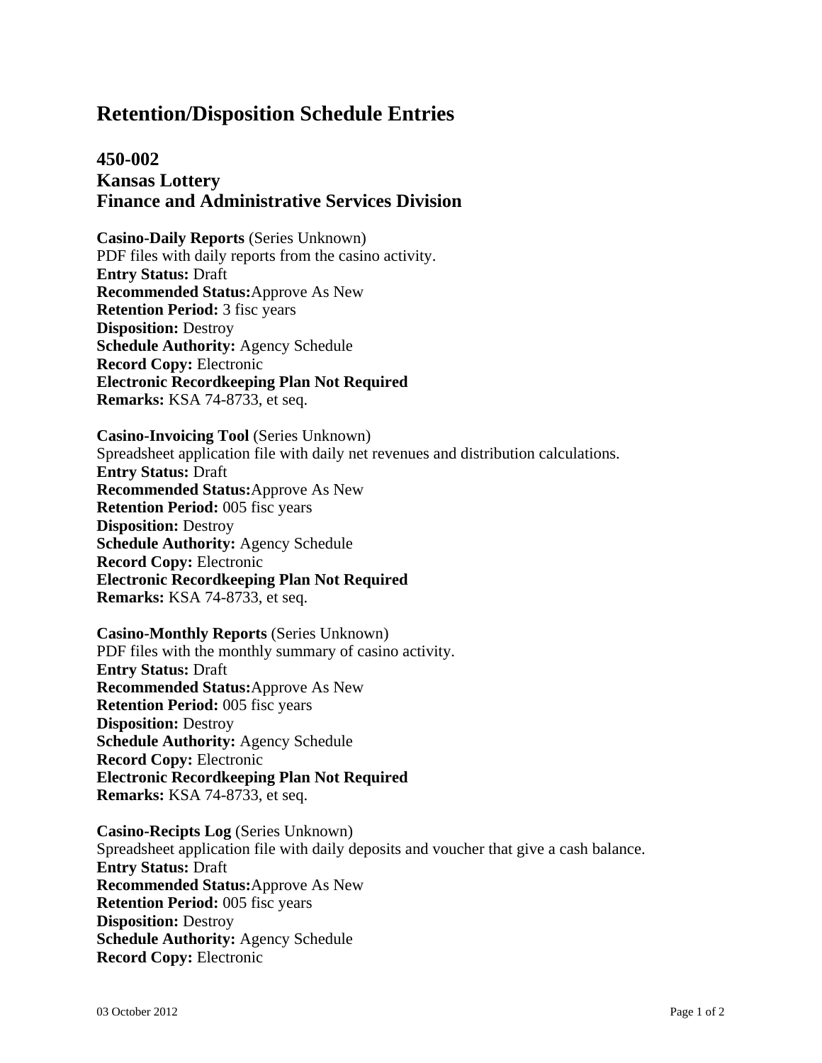# Retention/Disposition Schedule Entries

## 450-002
## Kansas Lottery
## Finance and Administrative Services Division

**Casino-Daily Reports** (Series Unknown)
PDF files with daily reports from the casino activity.
**Entry Status:** Draft
**Recommended Status:**Approve As New
**Retention Period:** 3 fisc years
**Disposition:** Destroy
**Schedule Authority:** Agency Schedule
**Record Copy:** Electronic
**Electronic Recordkeeping Plan Not Required**
**Remarks:** KSA 74-8733, et seq.

**Casino-Invoicing Tool** (Series Unknown)
Spreadsheet application file with daily net revenues and distribution calculations.
**Entry Status:** Draft
**Recommended Status:**Approve As New
**Retention Period:** 005 fisc years
**Disposition:** Destroy
**Schedule Authority:** Agency Schedule
**Record Copy:** Electronic
**Electronic Recordkeeping Plan Not Required**
**Remarks:** KSA 74-8733, et seq.

**Casino-Monthly Reports** (Series Unknown)
PDF files with the monthly summary of casino activity.
**Entry Status:** Draft
**Recommended Status:**Approve As New
**Retention Period:** 005 fisc years
**Disposition:** Destroy
**Schedule Authority:** Agency Schedule
**Record Copy:** Electronic
**Electronic Recordkeeping Plan Not Required**
**Remarks:** KSA 74-8733, et seq.

**Casino-Recipts Log** (Series Unknown)
Spreadsheet application file with daily deposits and voucher that give a cash balance.
**Entry Status:** Draft
**Recommended Status:**Approve As New
**Retention Period:** 005 fisc years
**Disposition:** Destroy
**Schedule Authority:** Agency Schedule
**Record Copy:** Electronic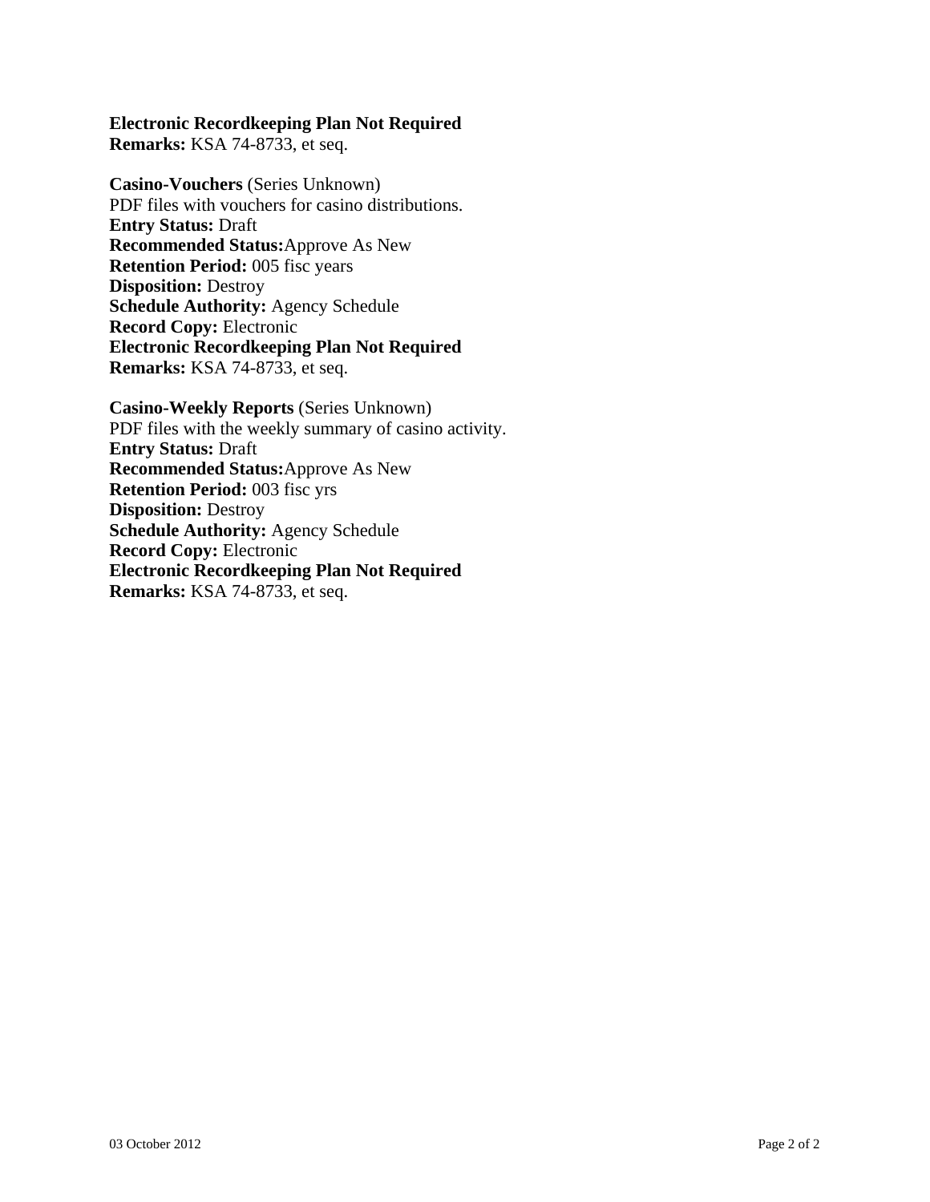**Electronic Recordkeeping Plan Not Required**
**Remarks:** KSA 74-8733, et seq.

**Casino-Vouchers** (Series Unknown)
PDF files with vouchers for casino distributions.
**Entry Status:** Draft
**Recommended Status:**Approve As New
**Retention Period:** 005 fisc years
**Disposition:** Destroy
**Schedule Authority:** Agency Schedule
**Record Copy:** Electronic
**Electronic Recordkeeping Plan Not Required**
**Remarks:** KSA 74-8733, et seq.

**Casino-Weekly Reports** (Series Unknown)
PDF files with the weekly summary of casino activity.
**Entry Status:** Draft
**Recommended Status:**Approve As New
**Retention Period:** 003 fisc yrs
**Disposition:** Destroy
**Schedule Authority:** Agency Schedule
**Record Copy:** Electronic
**Electronic Recordkeeping Plan Not Required**
**Remarks:** KSA 74-8733, et seq.

03 October 2012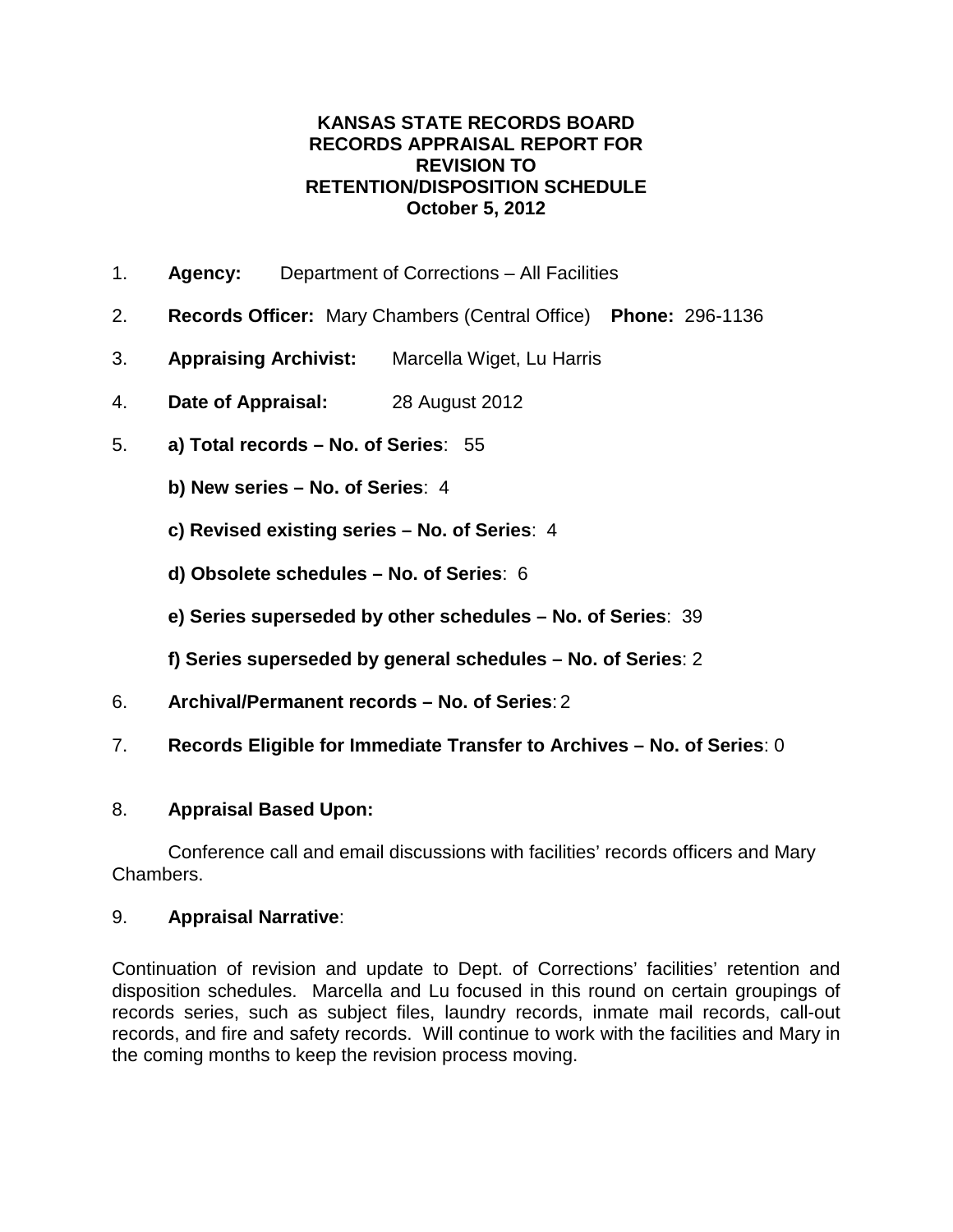**KANSAS STATE RECORDS BOARD**
**RECORDS APPRAISAL REPORT FOR**
**REVISION TO**
**RETENTION/DISPOSITION SCHEDULE**
**October 5, 2012**

1. **Agency:** Department of Corrections – All Facilities

2. **Records Officer:** Mary Chambers (Central Office) **Phone:** 296-1136

3. **Appraising Archivist:** Marcella Wiget, Lu Harris

4. **Date of Appraisal:** 28 August 2012

5. **a) Total records – No. of Series**: 55

   **b) New series – No. of Series**: 4

   **c) Revised existing series – No. of Series**: 4

   **d) Obsolete schedules – No. of Series**: 6

   **e) Series superseded by other schedules – No. of Series**: 39

   **f) Series superseded by general schedules – No. of Series**: 2

6. **Archival/Permanent records – No. of Series**: 2

7. **Records Eligible for Immediate Transfer to Archives – No. of Series**: 0

8. **Appraisal Based Upon:**

   Conference call and email discussions with facilities' records officers and Mary Chambers.

9. **Appraisal Narrative**:

Continuation of revision and update to Dept. of Corrections' facilities' retention and disposition schedules. Marcella and Lu focused in this round on certain groupings of records series, such as subject files, laundry records, inmate mail records, call-out records, and fire and safety records. Will continue to work with the facilities and Mary in the coming months to keep the revision process moving.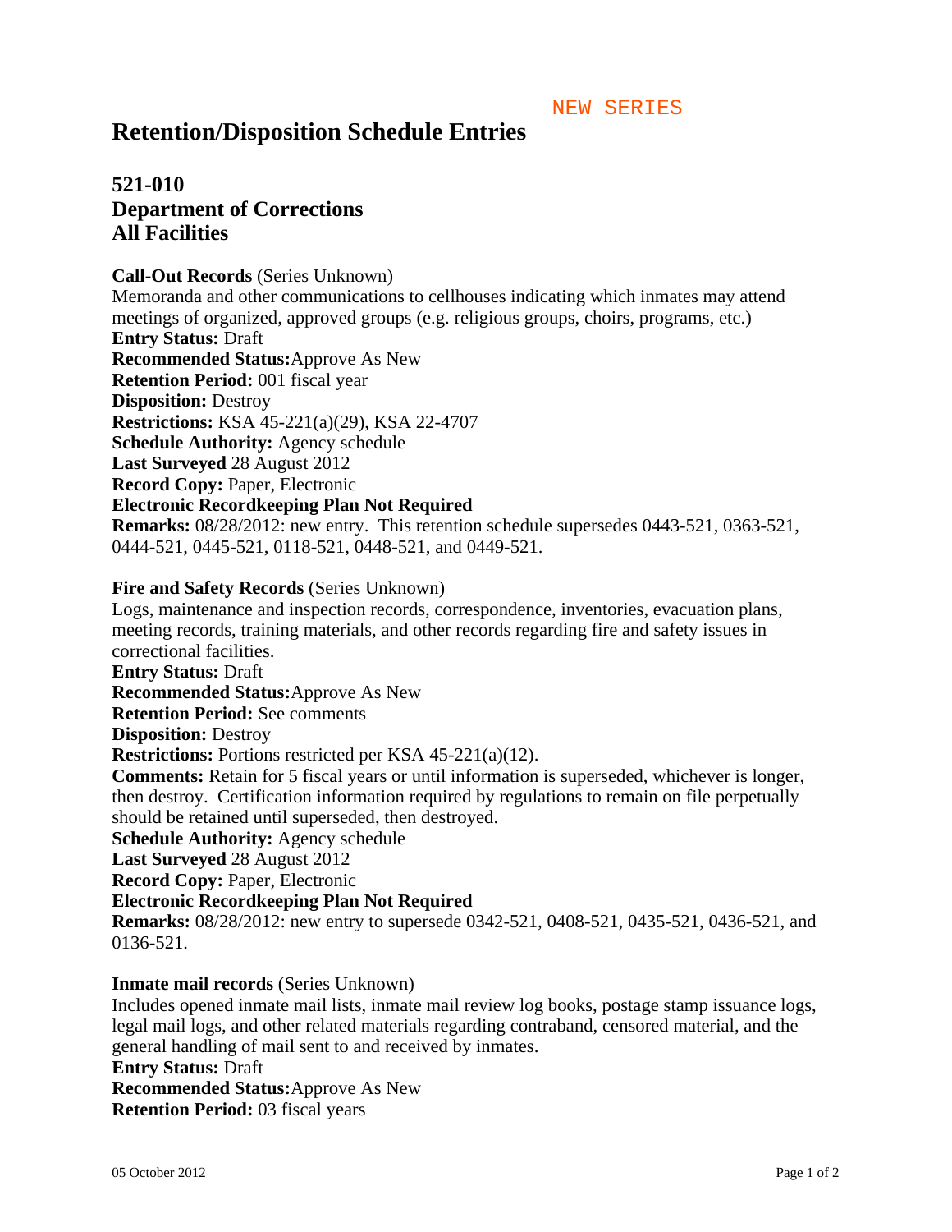NEW SERIES

# Retention/Disposition Schedule Entries

## 521-010
## Department of Corrections
## All Facilities

**Call-Out Records** (Series Unknown)
Memoranda and other communications to cellhouses indicating which inmates may attend meetings of organized, approved groups (e.g. religious groups, choirs, programs, etc.)
**Entry Status:** Draft
**Recommended Status:** Approve As New
**Retention Period:** 001 fiscal year
**Disposition:** Destroy
**Restrictions:** KSA 45-221(a)(29), KSA 22-4707
**Schedule Authority:** Agency schedule
**Last Surveyed** 28 August 2012
**Record Copy:** Paper, Electronic
**Electronic Recordkeeping Plan Not Required**
**Remarks:** 08/28/2012: new entry. This retention schedule supersedes 0443-521, 0363-521, 0444-521, 0445-521, 0118-521, 0448-521, and 0449-521.

**Fire and Safety Records** (Series Unknown)
Logs, maintenance and inspection records, correspondence, inventories, evacuation plans, meeting records, training materials, and other records regarding fire and safety issues in correctional facilities.
**Entry Status:** Draft
**Recommended Status:** Approve As New
**Retention Period:** See comments
**Disposition:** Destroy
**Restrictions:** Portions restricted per KSA 45-221(a)(12).
**Comments:** Retain for 5 fiscal years or until information is superseded, whichever is longer, then destroy. Certification information required by regulations to remain on file perpetually should be retained until superseded, then destroyed.
**Schedule Authority:** Agency schedule
**Last Surveyed** 28 August 2012
**Record Copy:** Paper, Electronic
**Electronic Recordkeeping Plan Not Required**
**Remarks:** 08/28/2012: new entry to supersede 0342-521, 0408-521, 0435-521, 0436-521, and 0136-521.

**Inmate mail records** (Series Unknown)
Includes opened inmate mail lists, inmate mail review log books, postage stamp issuance logs, legal mail logs, and other related materials regarding contraband, censored material, and the general handling of mail sent to and received by inmates.
**Entry Status:** Draft
**Recommended Status:** Approve As New
**Retention Period:** 03 fiscal years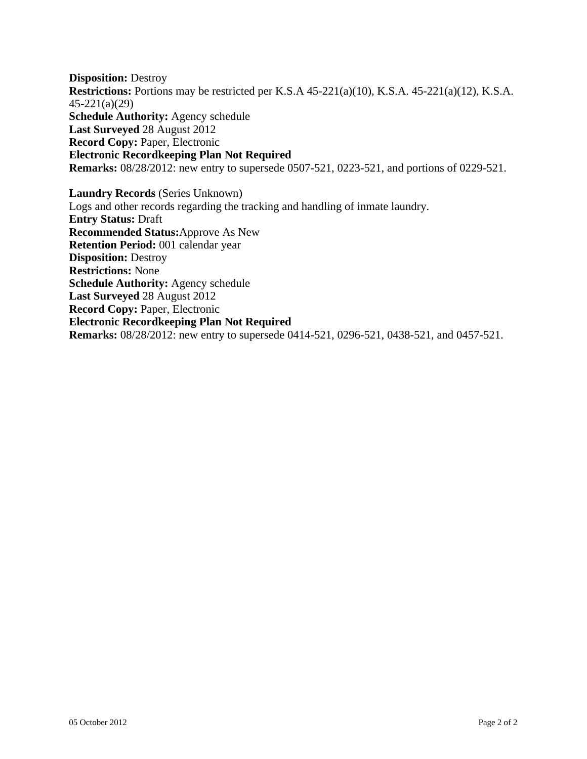**Disposition:** Destroy
**Restrictions:** Portions may be restricted per K.S.A 45-221(a)(10), K.S.A. 45-221(a)(12), K.S.A. 45-221(a)(29)
**Schedule Authority:** Agency schedule
**Last Surveyed** 28 August 2012
**Record Copy:** Paper, Electronic
**Electronic Recordkeeping Plan Not Required**
**Remarks:** 08/28/2012: new entry to supersede 0507-521, 0223-521, and portions of 0229-521.

**Laundry Records** (Series Unknown)
Logs and other records regarding the tracking and handling of inmate laundry.
**Entry Status:** Draft
**Recommended Status:**Approve As New
**Retention Period:** 001 calendar year
**Disposition:** Destroy
**Restrictions:** None
**Schedule Authority:** Agency schedule
**Last Surveyed** 28 August 2012
**Record Copy:** Paper, Electronic
**Electronic Recordkeeping Plan Not Required**
**Remarks:** 08/28/2012: new entry to supersede 0414-521, 0296-521, 0438-521, and 0457-521.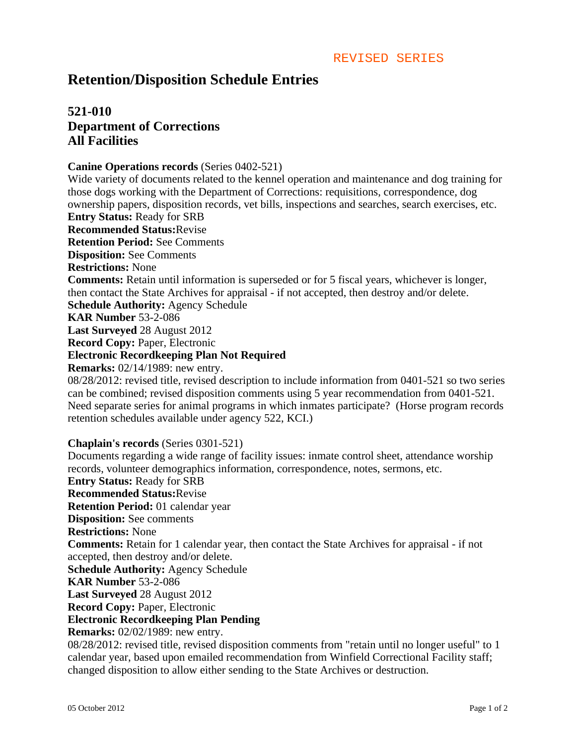REVISED SERIES

# Retention/Disposition Schedule Entries

## 521-010
## Department of Corrections
## All Facilities

**Canine Operations records** (Series 0402-521)
Wide variety of documents related to the kennel operation and maintenance and dog training for those dogs working with the Department of Corrections: requisitions, correspondence, dog ownership papers, disposition records, vet bills, inspections and searches, search exercises, etc.
**Entry Status:** Ready for SRB
**Recommended Status:**Revise
**Retention Period:** See Comments
**Disposition:** See Comments
**Restrictions:** None
**Comments:** Retain until information is superseded or for 5 fiscal years, whichever is longer, then contact the State Archives for appraisal - if not accepted, then destroy and/or delete.
**Schedule Authority:** Agency Schedule
**KAR Number** 53-2-086
**Last Surveyed** 28 August 2012
**Record Copy:** Paper, Electronic
**Electronic Recordkeeping Plan Not Required**
**Remarks:** 02/14/1989: new entry.
08/28/2012: revised title, revised description to include information from 0401-521 so two series can be combined; revised disposition comments using 5 year recommendation from 0401-521. Need separate series for animal programs in which inmates participate? (Horse program records retention schedules available under agency 522, KCI.)

**Chaplain's records** (Series 0301-521)
Documents regarding a wide range of facility issues: inmate control sheet, attendance worship records, volunteer demographics information, correspondence, notes, sermons, etc.
**Entry Status:** Ready for SRB
**Recommended Status:**Revise
**Retention Period:** 01 calendar year
**Disposition:** See comments
**Restrictions:** None
**Comments:** Retain for 1 calendar year, then contact the State Archives for appraisal - if not accepted, then destroy and/or delete.
**Schedule Authority:** Agency Schedule
**KAR Number** 53-2-086
**Last Surveyed** 28 August 2012
**Record Copy:** Paper, Electronic
**Electronic Recordkeeping Plan Pending**
**Remarks:** 02/02/1989: new entry.
08/28/2012: revised title, revised disposition comments from "retain until no longer useful" to 1 calendar year, based upon emailed recommendation from Winfield Correctional Facility staff; changed disposition to allow either sending to the State Archives or destruction.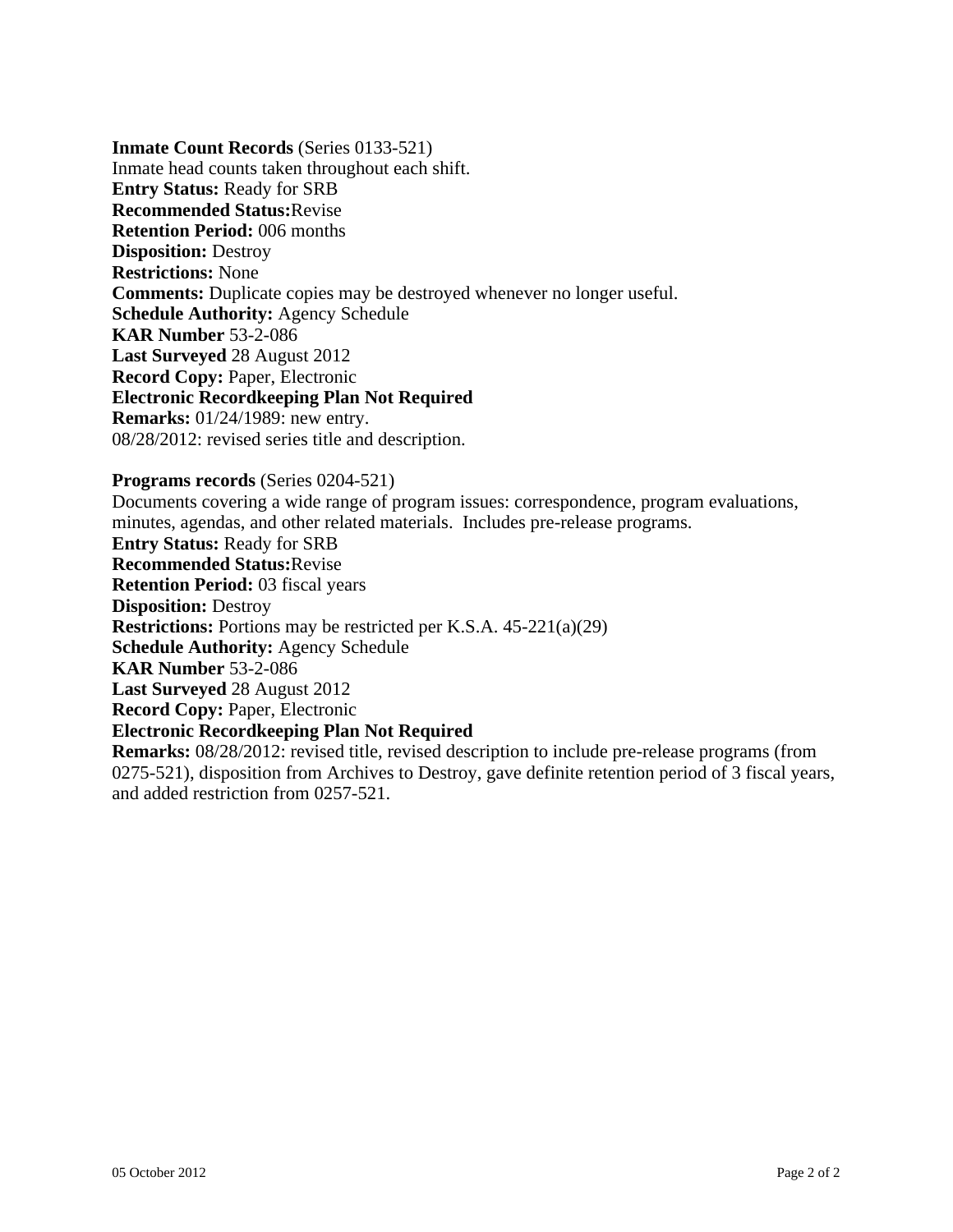**Inmate Count Records** (Series 0133-521)
Inmate head counts taken throughout each shift.
**Entry Status:** Ready for SRB
**Recommended Status:**Revise
**Retention Period:** 006 months
**Disposition:** Destroy
**Restrictions:** None
**Comments:** Duplicate copies may be destroyed whenever no longer useful.
**Schedule Authority:** Agency Schedule
**KAR Number** 53-2-086
**Last Surveyed** 28 August 2012
**Record Copy:** Paper, Electronic
**Electronic Recordkeeping Plan Not Required**
**Remarks:** 01/24/1989: new entry.
08/28/2012: revised series title and description.

**Programs records** (Series 0204-521)
Documents covering a wide range of program issues: correspondence, program evaluations, minutes, agendas, and other related materials. Includes pre-release programs.
**Entry Status:** Ready for SRB
**Recommended Status:**Revise
**Retention Period:** 03 fiscal years
**Disposition:** Destroy
**Restrictions:** Portions may be restricted per K.S.A. 45-221(a)(29)
**Schedule Authority:** Agency Schedule
**KAR Number** 53-2-086
**Last Surveyed** 28 August 2012
**Record Copy:** Paper, Electronic
**Electronic Recordkeeping Plan Not Required**
**Remarks:** 08/28/2012: revised title, revised description to include pre-release programs (from 0275-521), disposition from Archives to Destroy, gave definite retention period of 3 fiscal years, and added restriction from 0257-521.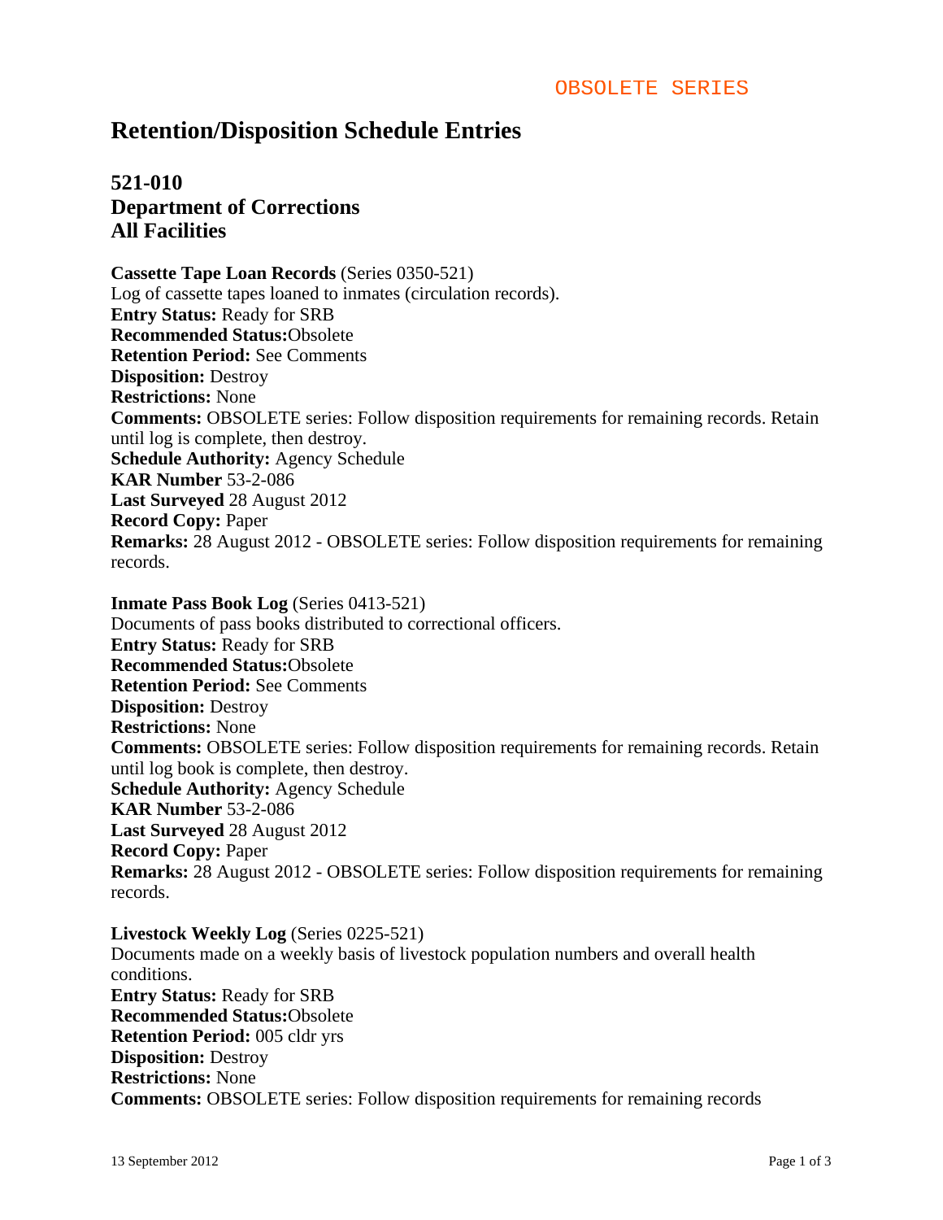OBSOLETE SERIES

# Retention/Disposition Schedule Entries

## 521-010
## Department of Corrections
## All Facilities

**Cassette Tape Loan Records** (Series 0350-521)
Log of cassette tapes loaned to inmates (circulation records).
**Entry Status:** Ready for SRB
**Recommended Status:**Obsolete
**Retention Period:** See Comments
**Disposition:** Destroy
**Restrictions:** None
**Comments:** OBSOLETE series: Follow disposition requirements for remaining records. Retain until log is complete, then destroy.
**Schedule Authority:** Agency Schedule
**KAR Number** 53-2-086
**Last Surveyed** 28 August 2012
**Record Copy:** Paper
**Remarks:** 28 August 2012 - OBSOLETE series: Follow disposition requirements for remaining records.

**Inmate Pass Book Log** (Series 0413-521)
Documents of pass books distributed to correctional officers.
**Entry Status:** Ready for SRB
**Recommended Status:**Obsolete
**Retention Period:** See Comments
**Disposition:** Destroy
**Restrictions:** None
**Comments:** OBSOLETE series: Follow disposition requirements for remaining records. Retain until log book is complete, then destroy.
**Schedule Authority:** Agency Schedule
**KAR Number** 53-2-086
**Last Surveyed** 28 August 2012
**Record Copy:** Paper
**Remarks:** 28 August 2012 - OBSOLETE series: Follow disposition requirements for remaining records.

**Livestock Weekly Log** (Series 0225-521)
Documents made on a weekly basis of livestock population numbers and overall health conditions.
**Entry Status:** Ready for SRB
**Recommended Status:**Obsolete
**Retention Period:** 005 cldr yrs
**Disposition:** Destroy
**Restrictions:** None
**Comments:** OBSOLETE series: Follow disposition requirements for remaining records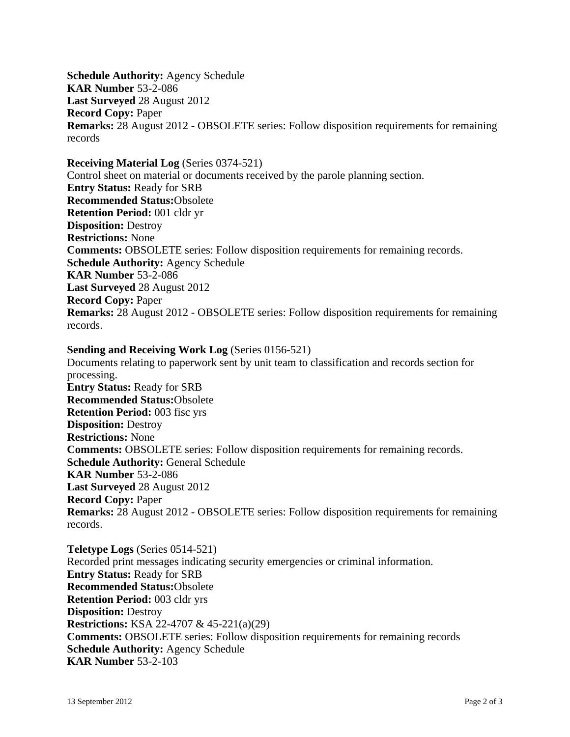**Schedule Authority:** Agency Schedule
**KAR Number** 53-2-086
**Last Surveyed** 28 August 2012
**Record Copy:** Paper
**Remarks:** 28 August 2012 - OBSOLETE series: Follow disposition requirements for remaining records

**Receiving Material Log** (Series 0374-521)
Control sheet on material or documents received by the parole planning section.
**Entry Status:** Ready for SRB
**Recommended Status:**Obsolete
**Retention Period:** 001 cldr yr
**Disposition:** Destroy
**Restrictions:** None
**Comments:** OBSOLETE series: Follow disposition requirements for remaining records.
**Schedule Authority:** Agency Schedule
**KAR Number** 53-2-086
**Last Surveyed** 28 August 2012
**Record Copy:** Paper
**Remarks:** 28 August 2012 - OBSOLETE series: Follow disposition requirements for remaining records.

**Sending and Receiving Work Log** (Series 0156-521)
Documents relating to paperwork sent by unit team to classification and records section for processing.
**Entry Status:** Ready for SRB
**Recommended Status:**Obsolete
**Retention Period:** 003 fisc yrs
**Disposition:** Destroy
**Restrictions:** None
**Comments:** OBSOLETE series: Follow disposition requirements for remaining records.
**Schedule Authority:** General Schedule
**KAR Number** 53-2-086
**Last Surveyed** 28 August 2012
**Record Copy:** Paper
**Remarks:** 28 August 2012 - OBSOLETE series: Follow disposition requirements for remaining records.

**Teletype Logs** (Series 0514-521)
Recorded print messages indicating security emergencies or criminal information.
**Entry Status:** Ready for SRB
**Recommended Status:**Obsolete
**Retention Period:** 003 cldr yrs
**Disposition:** Destroy
**Restrictions:** KSA 22-4707 & 45-221(a)(29)
**Comments:** OBSOLETE series: Follow disposition requirements for remaining records
**Schedule Authority:** Agency Schedule
**KAR Number** 53-2-103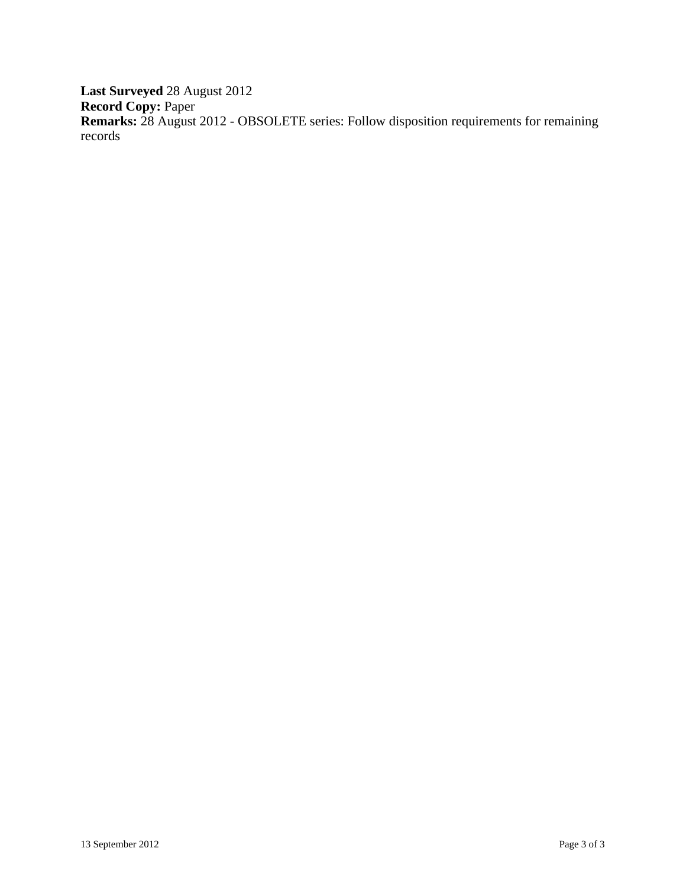**Last Surveyed** 28 August 2012
**Record Copy:** Paper
**Remarks:** 28 August 2012 - OBSOLETE series: Follow disposition requirements for remaining records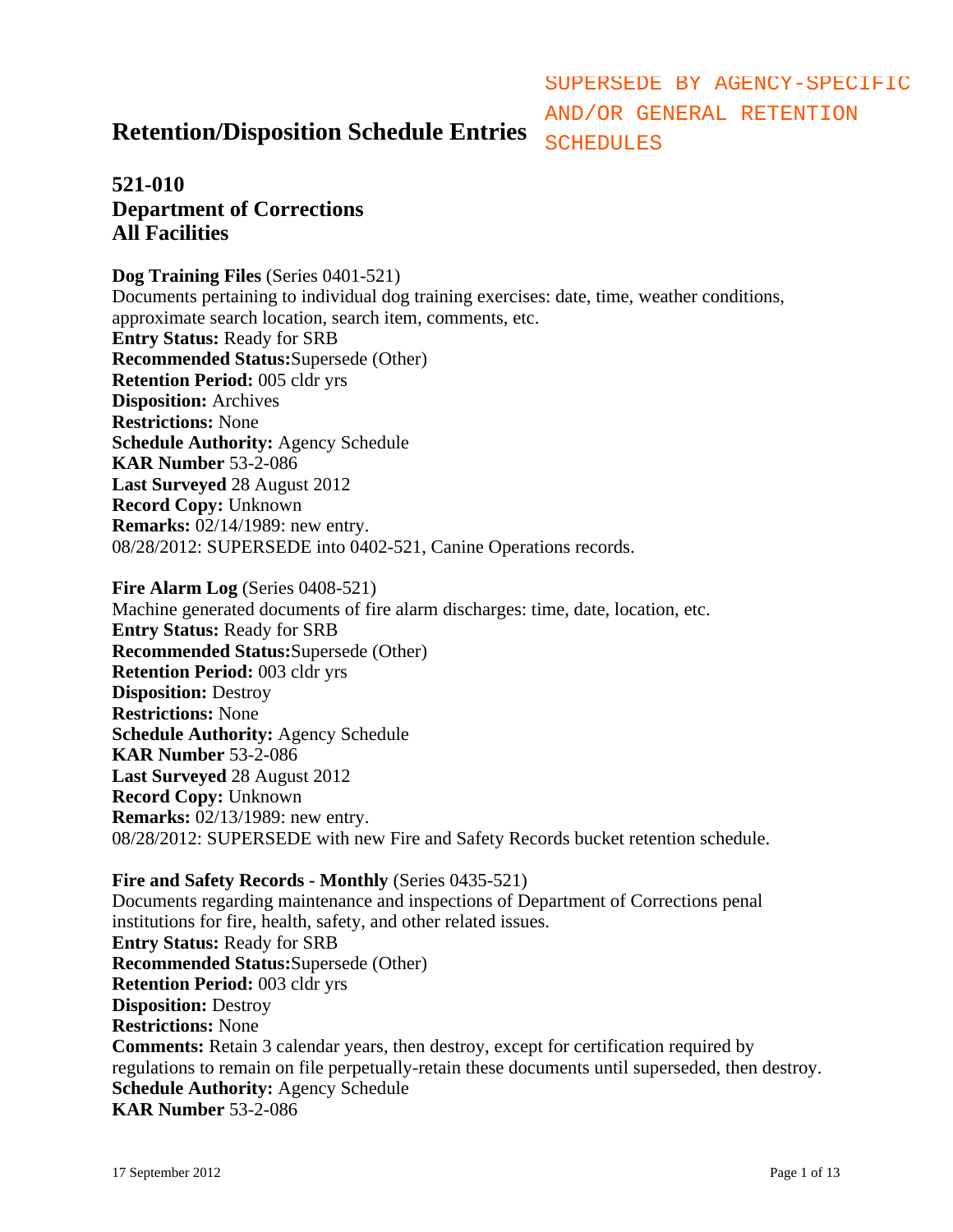# Retention/Disposition Schedule Entries

SUPERSEDE BY AGENCY-SPECIFIC AND/OR GENERAL RETENTION SCHEDULES

## 521-010
## Department of Corrections
## All Facilities

**Dog Training Files** (Series 0401-521)
Documents pertaining to individual dog training exercises: date, time, weather conditions, approximate search location, search item, comments, etc.
**Entry Status:** Ready for SRB
**Recommended Status:** Supersede (Other)
**Retention Period:** 005 cldr yrs
**Disposition:** Archives
**Restrictions:** None
**Schedule Authority:** Agency Schedule
**KAR Number** 53-2-086
**Last Surveyed** 28 August 2012
**Record Copy:** Unknown
**Remarks:** 02/14/1989: new entry.
08/28/2012: SUPERSEDE into 0402-521, Canine Operations records.

**Fire Alarm Log** (Series 0408-521)
Machine generated documents of fire alarm discharges: time, date, location, etc.
**Entry Status:** Ready for SRB
**Recommended Status:** Supersede (Other)
**Retention Period:** 003 cldr yrs
**Disposition:** Destroy
**Restrictions:** None
**Schedule Authority:** Agency Schedule
**KAR Number** 53-2-086
**Last Surveyed** 28 August 2012
**Record Copy:** Unknown
**Remarks:** 02/13/1989: new entry.
08/28/2012: SUPERSEDE with new Fire and Safety Records bucket retention schedule.

**Fire and Safety Records - Monthly** (Series 0435-521)
Documents regarding maintenance and inspections of Department of Corrections penal institutions for fire, health, safety, and other related issues.
**Entry Status:** Ready for SRB
**Recommended Status:** Supersede (Other)
**Retention Period:** 003 cldr yrs
**Disposition:** Destroy
**Restrictions:** None
**Comments:** Retain 3 calendar years, then destroy, except for certification required by regulations to remain on file perpetually-retain these documents until superseded, then destroy.
**Schedule Authority:** Agency Schedule
**KAR Number** 53-2-086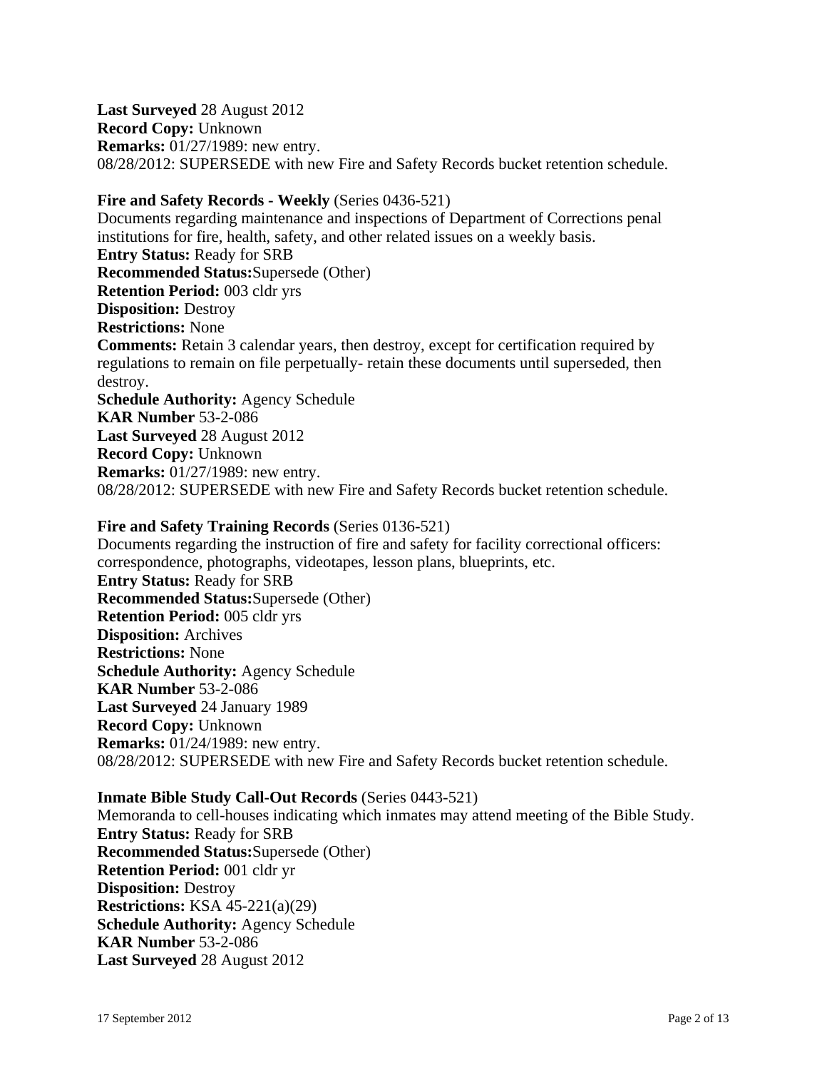**Last Surveyed** 28 August 2012
**Record Copy:** Unknown
**Remarks:** 01/27/1989: new entry.
08/28/2012: SUPERSEDE with new Fire and Safety Records bucket retention schedule.

**Fire and Safety Records - Weekly** (Series 0436-521)
Documents regarding maintenance and inspections of Department of Corrections penal institutions for fire, health, safety, and other related issues on a weekly basis.
**Entry Status:** Ready for SRB
**Recommended Status:** Supersede (Other)
**Retention Period:** 003 cldr yrs
**Disposition:** Destroy
**Restrictions:** None
**Comments:** Retain 3 calendar years, then destroy, except for certification required by regulations to remain on file perpetually- retain these documents until superseded, then destroy.
**Schedule Authority:** Agency Schedule
**KAR Number** 53-2-086
**Last Surveyed** 28 August 2012
**Record Copy:** Unknown
**Remarks:** 01/27/1989: new entry.
08/28/2012: SUPERSEDE with new Fire and Safety Records bucket retention schedule.

**Fire and Safety Training Records** (Series 0136-521)
Documents regarding the instruction of fire and safety for facility correctional officers: correspondence, photographs, videotapes, lesson plans, blueprints, etc.
**Entry Status:** Ready for SRB
**Recommended Status:** Supersede (Other)
**Retention Period:** 005 cldr yrs
**Disposition:** Archives
**Restrictions:** None
**Schedule Authority:** Agency Schedule
**KAR Number** 53-2-086
**Last Surveyed** 24 January 1989
**Record Copy:** Unknown
**Remarks:** 01/24/1989: new entry.
08/28/2012: SUPERSEDE with new Fire and Safety Records bucket retention schedule.

**Inmate Bible Study Call-Out Records** (Series 0443-521)
Memoranda to cell-houses indicating which inmates may attend meeting of the Bible Study.
**Entry Status:** Ready for SRB
**Recommended Status:** Supersede (Other)
**Retention Period:** 001 cldr yr
**Disposition:** Destroy
**Restrictions:** KSA 45-221(a)(29)
**Schedule Authority:** Agency Schedule
**KAR Number** 53-2-086
**Last Surveyed** 28 August 2012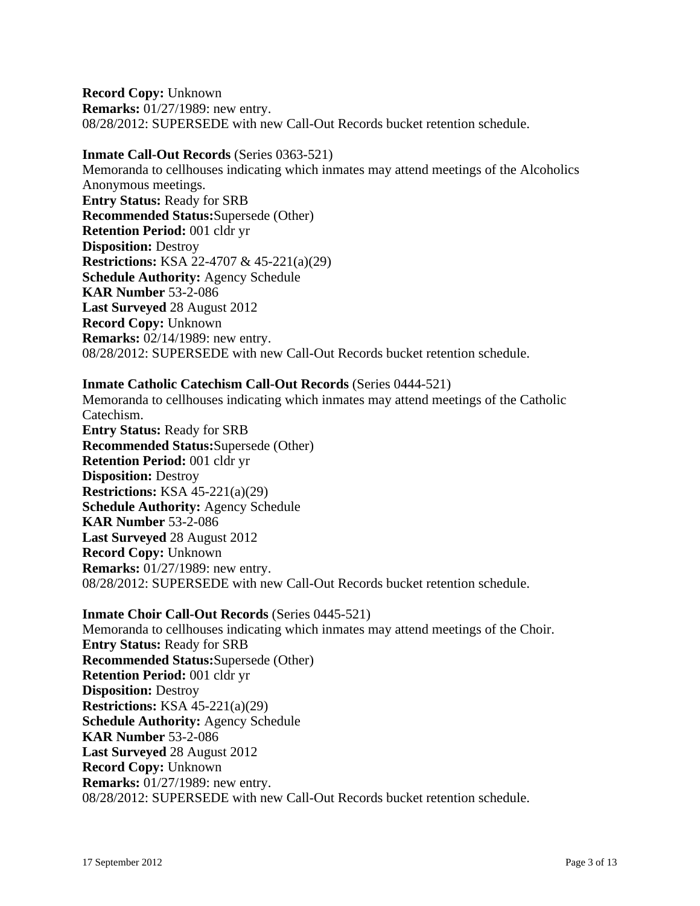**Record Copy:** Unknown
**Remarks:** 01/27/1989: new entry.
08/28/2012: SUPERSEDE with new Call-Out Records bucket retention schedule.

**Inmate Call-Out Records** (Series 0363-521)
Memoranda to cellhouses indicating which inmates may attend meetings of the Alcoholics Anonymous meetings.
**Entry Status:** Ready for SRB
**Recommended Status:**Supersede (Other)
**Retention Period:** 001 cldr yr
**Disposition:** Destroy
**Restrictions:** KSA 22-4707 & 45-221(a)(29)
**Schedule Authority:** Agency Schedule
**KAR Number** 53-2-086
**Last Surveyed** 28 August 2012
**Record Copy:** Unknown
**Remarks:** 02/14/1989: new entry.
08/28/2012: SUPERSEDE with new Call-Out Records bucket retention schedule.

**Inmate Catholic Catechism Call-Out Records** (Series 0444-521)
Memoranda to cellhouses indicating which inmates may attend meetings of the Catholic Catechism.
**Entry Status:** Ready for SRB
**Recommended Status:**Supersede (Other)
**Retention Period:** 001 cldr yr
**Disposition:** Destroy
**Restrictions:** KSA 45-221(a)(29)
**Schedule Authority:** Agency Schedule
**KAR Number** 53-2-086
**Last Surveyed** 28 August 2012
**Record Copy:** Unknown
**Remarks:** 01/27/1989: new entry.
08/28/2012: SUPERSEDE with new Call-Out Records bucket retention schedule.

**Inmate Choir Call-Out Records** (Series 0445-521)
Memoranda to cellhouses indicating which inmates may attend meetings of the Choir.
**Entry Status:** Ready for SRB
**Recommended Status:**Supersede (Other)
**Retention Period:** 001 cldr yr
**Disposition:** Destroy
**Restrictions:** KSA 45-221(a)(29)
**Schedule Authority:** Agency Schedule
**KAR Number** 53-2-086
**Last Surveyed** 28 August 2012
**Record Copy:** Unknown
**Remarks:** 01/27/1989: new entry.
08/28/2012: SUPERSEDE with new Call-Out Records bucket retention schedule.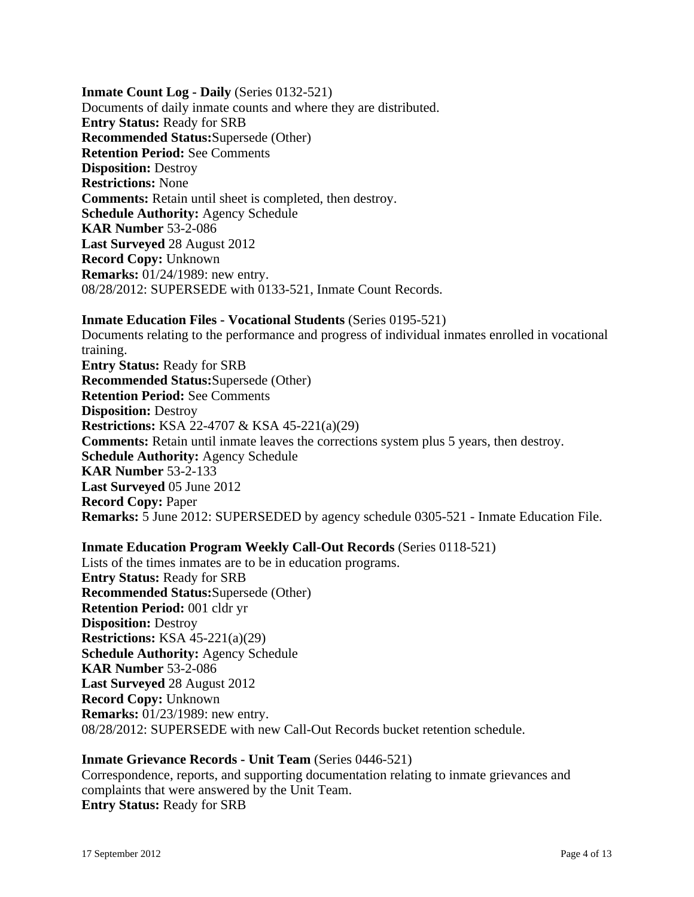**Inmate Count Log - Daily** (Series 0132-521)
Documents of daily inmate counts and where they are distributed.
**Entry Status:** Ready for SRB
**Recommended Status:** Supersede (Other)
**Retention Period:** See Comments
**Disposition:** Destroy
**Restrictions:** None
**Comments:** Retain until sheet is completed, then destroy.
**Schedule Authority:** Agency Schedule
**KAR Number** 53-2-086
**Last Surveyed** 28 August 2012
**Record Copy:** Unknown
**Remarks:** 01/24/1989: new entry.
08/28/2012: SUPERSEDE with 0133-521, Inmate Count Records.

**Inmate Education Files - Vocational Students** (Series 0195-521)
Documents relating to the performance and progress of individual inmates enrolled in vocational training.
**Entry Status:** Ready for SRB
**Recommended Status:** Supersede (Other)
**Retention Period:** See Comments
**Disposition:** Destroy
**Restrictions:** KSA 22-4707 & KSA 45-221(a)(29)
**Comments:** Retain until inmate leaves the corrections system plus 5 years, then destroy.
**Schedule Authority:** Agency Schedule
**KAR Number** 53-2-133
**Last Surveyed** 05 June 2012
**Record Copy:** Paper
**Remarks:** 5 June 2012: SUPERSEDED by agency schedule 0305-521 - Inmate Education File.

**Inmate Education Program Weekly Call-Out Records** (Series 0118-521)
Lists of the times inmates are to be in education programs.
**Entry Status:** Ready for SRB
**Recommended Status:** Supersede (Other)
**Retention Period:** 001 cldr yr
**Disposition:** Destroy
**Restrictions:** KSA 45-221(a)(29)
**Schedule Authority:** Agency Schedule
**KAR Number** 53-2-086
**Last Surveyed** 28 August 2012
**Record Copy:** Unknown
**Remarks:** 01/23/1989: new entry.
08/28/2012: SUPERSEDE with new Call-Out Records bucket retention schedule.

**Inmate Grievance Records - Unit Team** (Series 0446-521)
Correspondence, reports, and supporting documentation relating to inmate grievances and complaints that were answered by the Unit Team.
**Entry Status:** Ready for SRB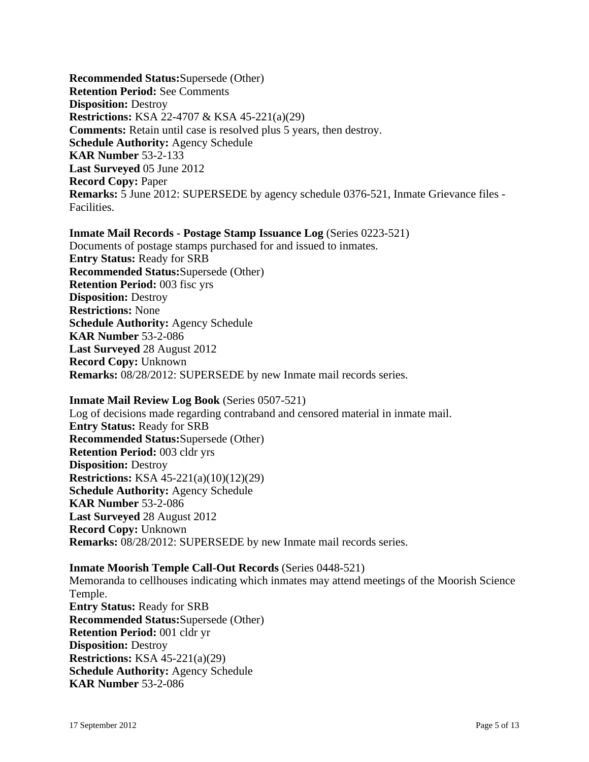**Recommended Status:**Supersede (Other)
**Retention Period:** See Comments
**Disposition:** Destroy
**Restrictions:** KSA 22-4707 & KSA 45-221(a)(29)
**Comments:** Retain until case is resolved plus 5 years, then destroy.
**Schedule Authority:** Agency Schedule
**KAR Number** 53-2-133
**Last Surveyed** 05 June 2012
**Record Copy:** Paper
**Remarks:** 5 June 2012: SUPERSEDE by agency schedule 0376-521, Inmate Grievance files - Facilities.

**Inmate Mail Records - Postage Stamp Issuance Log** (Series 0223-521)
Documents of postage stamps purchased for and issued to inmates.
**Entry Status:** Ready for SRB
**Recommended Status:**Supersede (Other)
**Retention Period:** 003 fisc yrs
**Disposition:** Destroy
**Restrictions:** None
**Schedule Authority:** Agency Schedule
**KAR Number** 53-2-086
**Last Surveyed** 28 August 2012
**Record Copy:** Unknown
**Remarks:** 08/28/2012: SUPERSEDE by new Inmate mail records series.

**Inmate Mail Review Log Book** (Series 0507-521)
Log of decisions made regarding contraband and censored material in inmate mail.
**Entry Status:** Ready for SRB
**Recommended Status:**Supersede (Other)
**Retention Period:** 003 cldr yrs
**Disposition:** Destroy
**Restrictions:** KSA 45-221(a)(10)(12)(29)
**Schedule Authority:** Agency Schedule
**KAR Number** 53-2-086
**Last Surveyed** 28 August 2012
**Record Copy:** Unknown
**Remarks:** 08/28/2012: SUPERSEDE by new Inmate mail records series.

**Inmate Moorish Temple Call-Out Records** (Series 0448-521)
Memoranda to cellhouses indicating which inmates may attend meetings of the Moorish Science Temple.
**Entry Status:** Ready for SRB
**Recommended Status:**Supersede (Other)
**Retention Period:** 001 cldr yr
**Disposition:** Destroy
**Restrictions:** KSA 45-221(a)(29)
**Schedule Authority:** Agency Schedule
**KAR Number** 53-2-086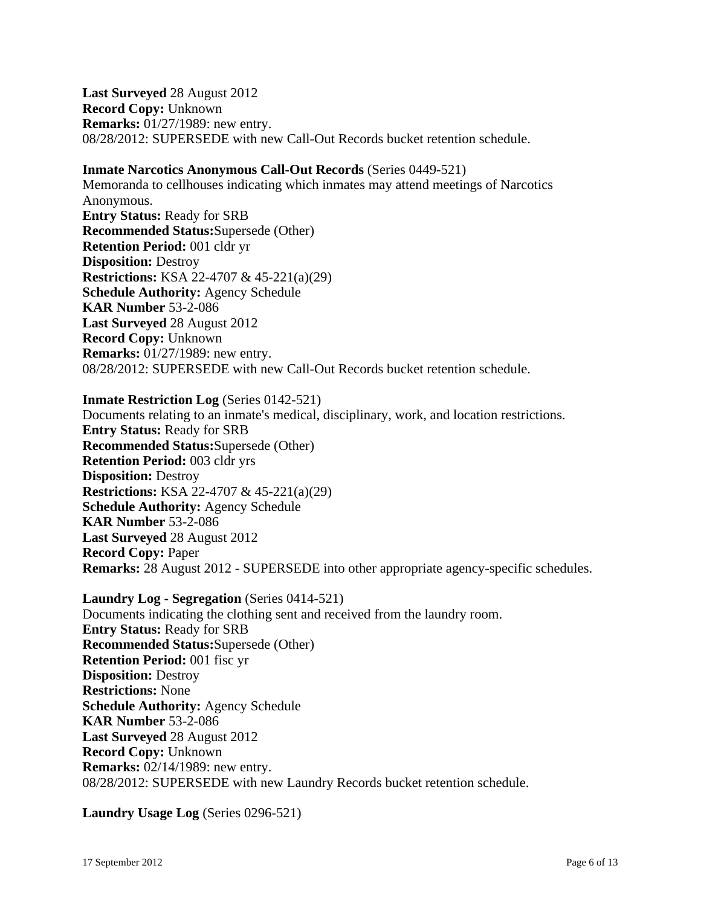**Last Surveyed** 28 August 2012
**Record Copy:** Unknown
**Remarks:** 01/27/1989: new entry.
08/28/2012: SUPERSEDE with new Call-Out Records bucket retention schedule.

**Inmate Narcotics Anonymous Call-Out Records** (Series 0449-521)
Memoranda to cellhouses indicating which inmates may attend meetings of Narcotics Anonymous.
**Entry Status:** Ready for SRB
**Recommended Status:**Supersede (Other)
**Retention Period:** 001 cldr yr
**Disposition:** Destroy
**Restrictions:** KSA 22-4707 & 45-221(a)(29)
**Schedule Authority:** Agency Schedule
**KAR Number** 53-2-086
**Last Surveyed** 28 August 2012
**Record Copy:** Unknown
**Remarks:** 01/27/1989: new entry.
08/28/2012: SUPERSEDE with new Call-Out Records bucket retention schedule.

**Inmate Restriction Log** (Series 0142-521)
Documents relating to an inmate's medical, disciplinary, work, and location restrictions.
**Entry Status:** Ready for SRB
**Recommended Status:**Supersede (Other)
**Retention Period:** 003 cldr yrs
**Disposition:** Destroy
**Restrictions:** KSA 22-4707 & 45-221(a)(29)
**Schedule Authority:** Agency Schedule
**KAR Number** 53-2-086
**Last Surveyed** 28 August 2012
**Record Copy:** Paper
**Remarks:** 28 August 2012 - SUPERSEDE into other appropriate agency-specific schedules.

**Laundry Log - Segregation** (Series 0414-521)
Documents indicating the clothing sent and received from the laundry room.
**Entry Status:** Ready for SRB
**Recommended Status:**Supersede (Other)
**Retention Period:** 001 fisc yr
**Disposition:** Destroy
**Restrictions:** None
**Schedule Authority:** Agency Schedule
**KAR Number** 53-2-086
**Last Surveyed** 28 August 2012
**Record Copy:** Unknown
**Remarks:** 02/14/1989: new entry.
08/28/2012: SUPERSEDE with new Laundry Records bucket retention schedule.

**Laundry Usage Log** (Series 0296-521)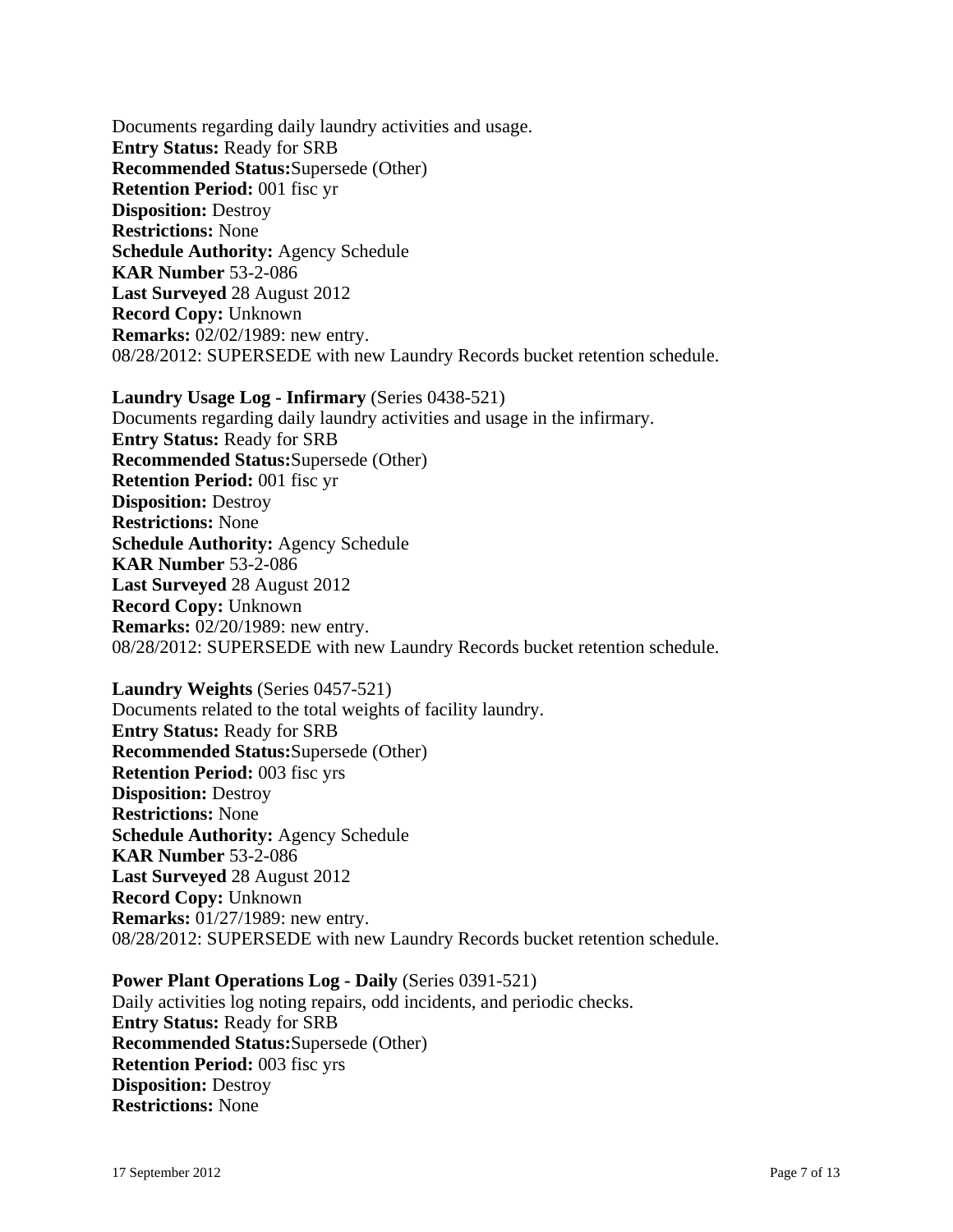Documents regarding daily laundry activities and usage.
**Entry Status:** Ready for SRB
**Recommended Status:**Supersede (Other)
**Retention Period:** 001 fisc yr
**Disposition:** Destroy
**Restrictions:** None
**Schedule Authority:** Agency Schedule
**KAR Number** 53-2-086
**Last Surveyed** 28 August 2012
**Record Copy:** Unknown
**Remarks:** 02/02/1989: new entry.
08/28/2012: SUPERSEDE with new Laundry Records bucket retention schedule.

**Laundry Usage Log - Infirmary** (Series 0438-521)
Documents regarding daily laundry activities and usage in the infirmary.
**Entry Status:** Ready for SRB
**Recommended Status:**Supersede (Other)
**Retention Period:** 001 fisc yr
**Disposition:** Destroy
**Restrictions:** None
**Schedule Authority:** Agency Schedule
**KAR Number** 53-2-086
**Last Surveyed** 28 August 2012
**Record Copy:** Unknown
**Remarks:** 02/20/1989: new entry.
08/28/2012: SUPERSEDE with new Laundry Records bucket retention schedule.

**Laundry Weights** (Series 0457-521)
Documents related to the total weights of facility laundry.
**Entry Status:** Ready for SRB
**Recommended Status:**Supersede (Other)
**Retention Period:** 003 fisc yrs
**Disposition:** Destroy
**Restrictions:** None
**Schedule Authority:** Agency Schedule
**KAR Number** 53-2-086
**Last Surveyed** 28 August 2012
**Record Copy:** Unknown
**Remarks:** 01/27/1989: new entry.
08/28/2012: SUPERSEDE with new Laundry Records bucket retention schedule.

**Power Plant Operations Log - Daily** (Series 0391-521)
Daily activities log noting repairs, odd incidents, and periodic checks.
**Entry Status:** Ready for SRB
**Recommended Status:**Supersede (Other)
**Retention Period:** 003 fisc yrs
**Disposition:** Destroy
**Restrictions:** None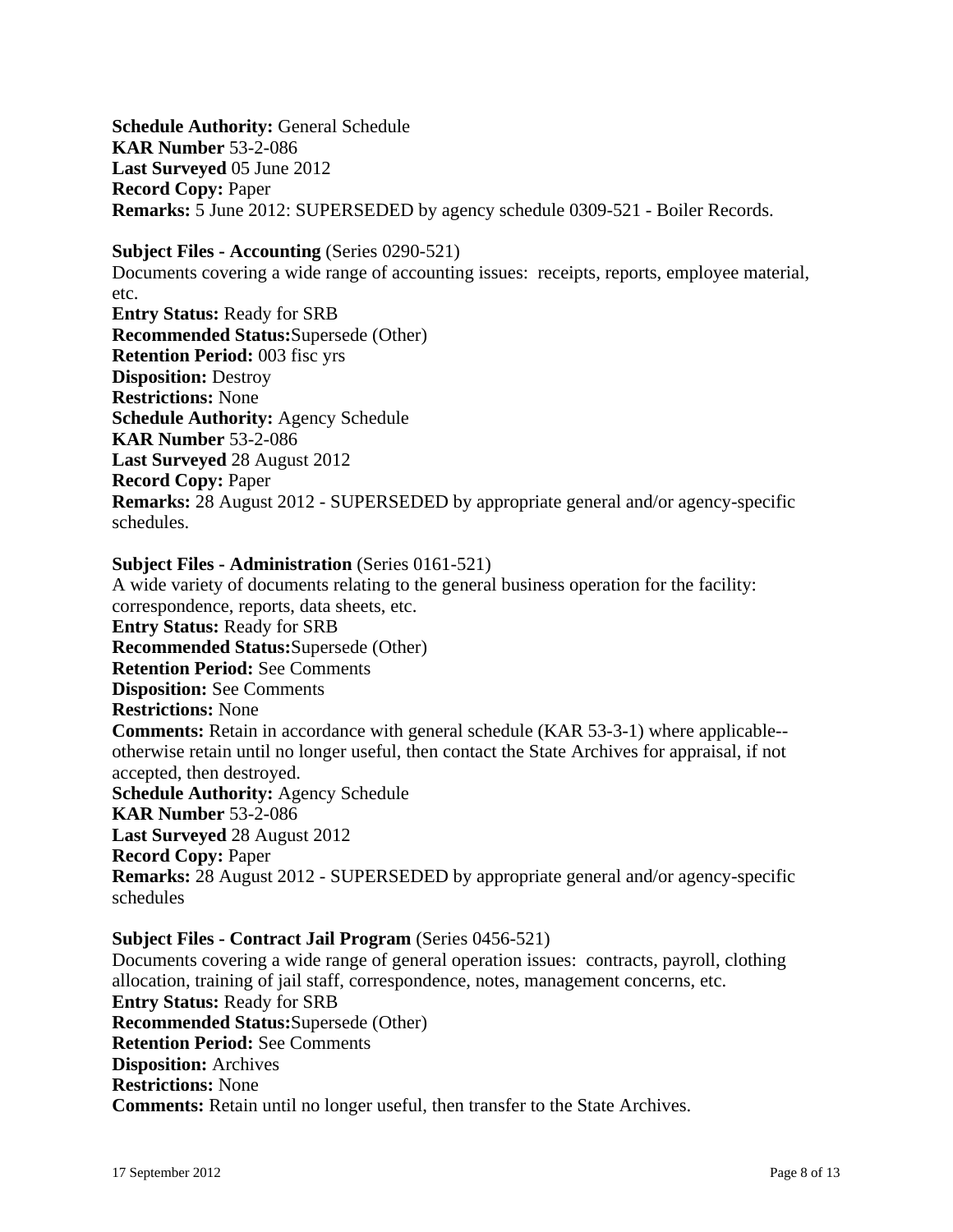**Schedule Authority:** General Schedule
**KAR Number** 53-2-086
**Last Surveyed** 05 June 2012
**Record Copy:** Paper
**Remarks:** 5 June 2012: SUPERSEDED by agency schedule 0309-521 - Boiler Records.

**Subject Files - Accounting** (Series 0290-521)
Documents covering a wide range of accounting issues: receipts, reports, employee material, etc.
**Entry Status:** Ready for SRB
**Recommended Status:**Supersede (Other)
**Retention Period:** 003 fisc yrs
**Disposition:** Destroy
**Restrictions:** None
**Schedule Authority:** Agency Schedule
**KAR Number** 53-2-086
**Last Surveyed** 28 August 2012
**Record Copy:** Paper
**Remarks:** 28 August 2012 - SUPERSEDED by appropriate general and/or agency-specific schedules.

**Subject Files - Administration** (Series 0161-521)
A wide variety of documents relating to the general business operation for the facility: correspondence, reports, data sheets, etc.
**Entry Status:** Ready for SRB
**Recommended Status:**Supersede (Other)
**Retention Period:** See Comments
**Disposition:** See Comments
**Restrictions:** None
**Comments:** Retain in accordance with general schedule (KAR 53-3-1) where applicable--otherwise retain until no longer useful, then contact the State Archives for appraisal, if not accepted, then destroyed.
**Schedule Authority:** Agency Schedule
**KAR Number** 53-2-086
**Last Surveyed** 28 August 2012
**Record Copy:** Paper
**Remarks:** 28 August 2012 - SUPERSEDED by appropriate general and/or agency-specific schedules

**Subject Files - Contract Jail Program** (Series 0456-521)
Documents covering a wide range of general operation issues: contracts, payroll, clothing allocation, training of jail staff, correspondence, notes, management concerns, etc.
**Entry Status:** Ready for SRB
**Recommended Status:**Supersede (Other)
**Retention Period:** See Comments
**Disposition:** Archives
**Restrictions:** None
**Comments:** Retain until no longer useful, then transfer to the State Archives.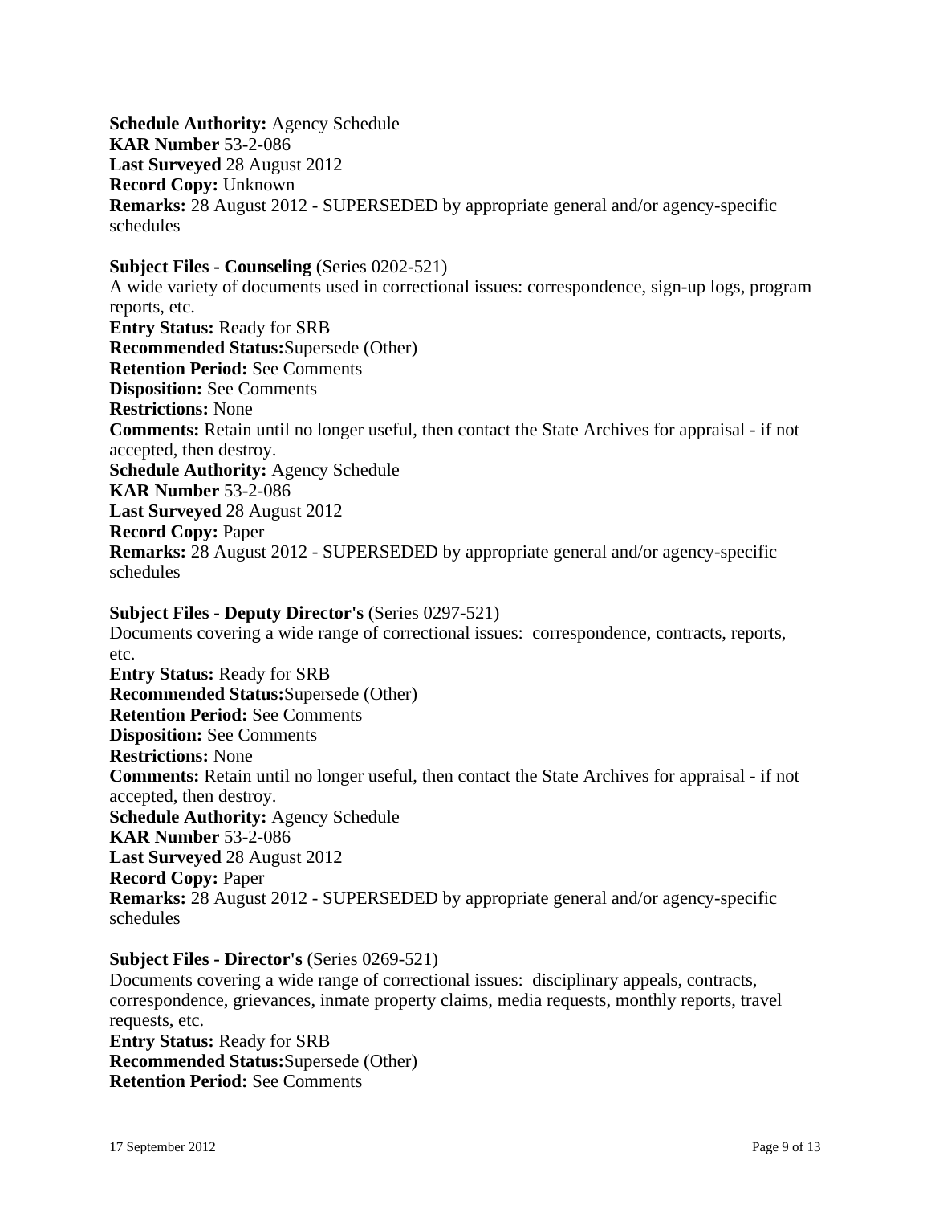**Schedule Authority:** Agency Schedule
**KAR Number** 53-2-086
**Last Surveyed** 28 August 2012
**Record Copy:** Unknown
**Remarks:** 28 August 2012 - SUPERSEDED by appropriate general and/or agency-specific schedules

**Subject Files - Counseling** (Series 0202-521)
A wide variety of documents used in correctional issues: correspondence, sign-up logs, program reports, etc.
**Entry Status:** Ready for SRB
**Recommended Status:**Supersede (Other)
**Retention Period:** See Comments
**Disposition:** See Comments
**Restrictions:** None
**Comments:** Retain until no longer useful, then contact the State Archives for appraisal - if not accepted, then destroy.
**Schedule Authority:** Agency Schedule
**KAR Number** 53-2-086
**Last Surveyed** 28 August 2012
**Record Copy:** Paper
**Remarks:** 28 August 2012 - SUPERSEDED by appropriate general and/or agency-specific schedules

**Subject Files - Deputy Director's** (Series 0297-521)
Documents covering a wide range of correctional issues: correspondence, contracts, reports, etc.
**Entry Status:** Ready for SRB
**Recommended Status:**Supersede (Other)
**Retention Period:** See Comments
**Disposition:** See Comments
**Restrictions:** None
**Comments:** Retain until no longer useful, then contact the State Archives for appraisal - if not accepted, then destroy.
**Schedule Authority:** Agency Schedule
**KAR Number** 53-2-086
**Last Surveyed** 28 August 2012
**Record Copy:** Paper
**Remarks:** 28 August 2012 - SUPERSEDED by appropriate general and/or agency-specific schedules

**Subject Files - Director's** (Series 0269-521)
Documents covering a wide range of correctional issues: disciplinary appeals, contracts, correspondence, grievances, inmate property claims, media requests, monthly reports, travel requests, etc.
**Entry Status:** Ready for SRB
**Recommended Status:**Supersede (Other)
**Retention Period:** See Comments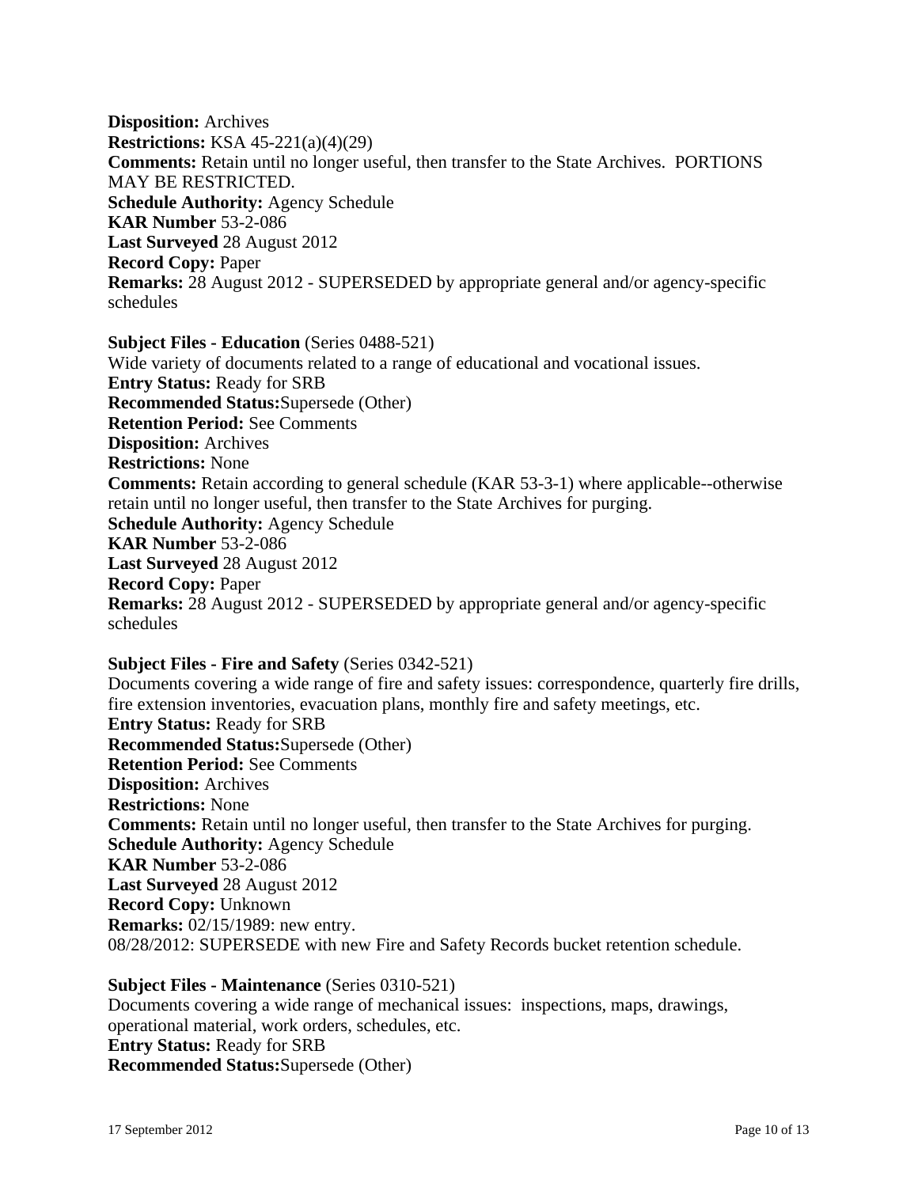**Disposition:** Archives
**Restrictions:** KSA 45-221(a)(4)(29)
**Comments:** Retain until no longer useful, then transfer to the State Archives. PORTIONS MAY BE RESTRICTED.
**Schedule Authority:** Agency Schedule
**KAR Number** 53-2-086
**Last Surveyed** 28 August 2012
**Record Copy:** Paper
**Remarks:** 28 August 2012 - SUPERSEDED by appropriate general and/or agency-specific schedules

**Subject Files - Education** (Series 0488-521)
Wide variety of documents related to a range of educational and vocational issues.
**Entry Status:** Ready for SRB
**Recommended Status:**Supersede (Other)
**Retention Period:** See Comments
**Disposition:** Archives
**Restrictions:** None
**Comments:** Retain according to general schedule (KAR 53-3-1) where applicable--otherwise retain until no longer useful, then transfer to the State Archives for purging.
**Schedule Authority:** Agency Schedule
**KAR Number** 53-2-086
**Last Surveyed** 28 August 2012
**Record Copy:** Paper
**Remarks:** 28 August 2012 - SUPERSEDED by appropriate general and/or agency-specific schedules

**Subject Files - Fire and Safety** (Series 0342-521)
Documents covering a wide range of fire and safety issues: correspondence, quarterly fire drills, fire extension inventories, evacuation plans, monthly fire and safety meetings, etc.
**Entry Status:** Ready for SRB
**Recommended Status:**Supersede (Other)
**Retention Period:** See Comments
**Disposition:** Archives
**Restrictions:** None
**Comments:** Retain until no longer useful, then transfer to the State Archives for purging.
**Schedule Authority:** Agency Schedule
**KAR Number** 53-2-086
**Last Surveyed** 28 August 2012
**Record Copy:** Unknown
**Remarks:** 02/15/1989: new entry.
08/28/2012: SUPERSEDE with new Fire and Safety Records bucket retention schedule.

**Subject Files - Maintenance** (Series 0310-521)
Documents covering a wide range of mechanical issues: inspections, maps, drawings, operational material, work orders, schedules, etc.
**Entry Status:** Ready for SRB
**Recommended Status:**Supersede (Other)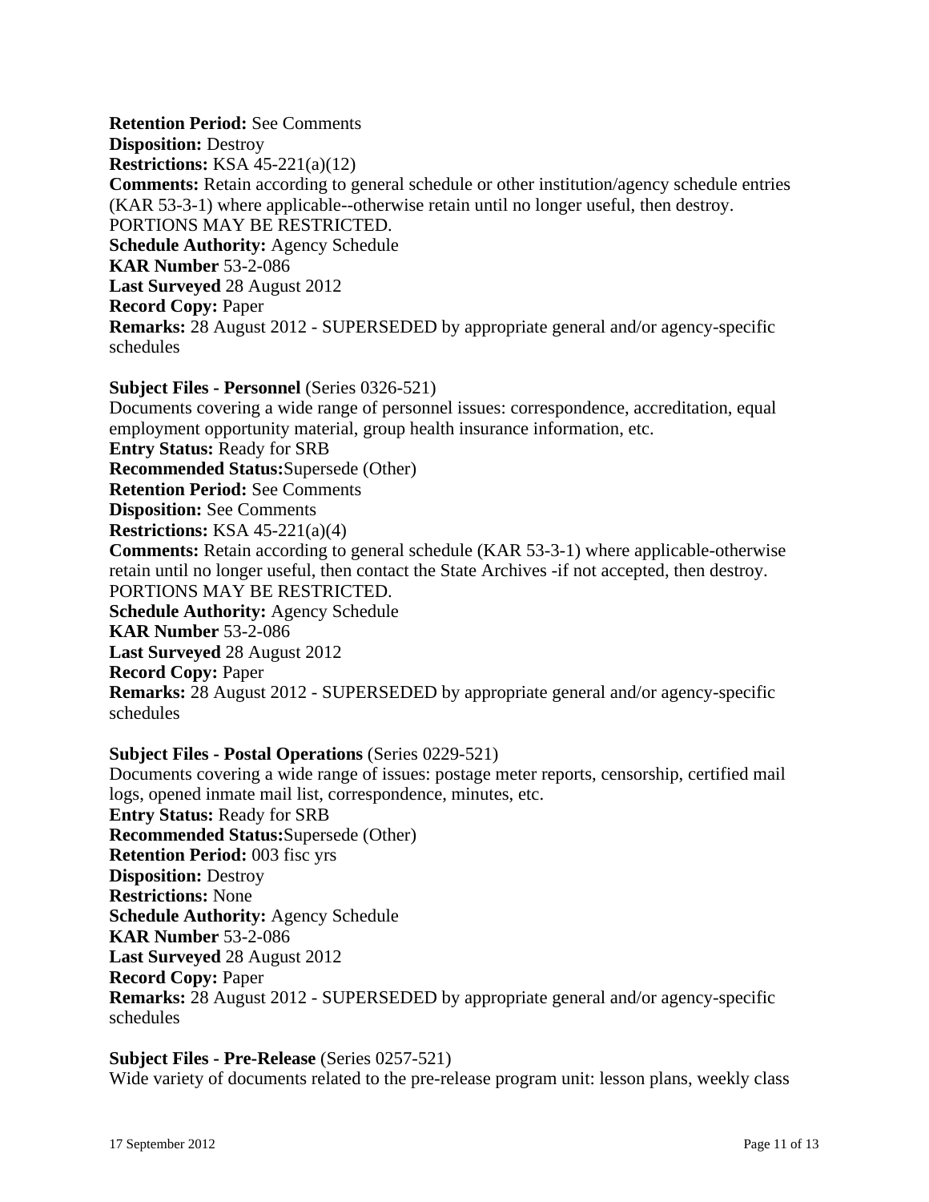**Retention Period:** See Comments
**Disposition:** Destroy
**Restrictions:** KSA 45-221(a)(12)
**Comments:** Retain according to general schedule or other institution/agency schedule entries (KAR 53-3-1) where applicable--otherwise retain until no longer useful, then destroy. PORTIONS MAY BE RESTRICTED.
**Schedule Authority:** Agency Schedule
**KAR Number** 53-2-086
**Last Surveyed** 28 August 2012
**Record Copy:** Paper
**Remarks:** 28 August 2012 - SUPERSEDED by appropriate general and/or agency-specific schedules

**Subject Files - Personnel** (Series 0326-521)
Documents covering a wide range of personnel issues: correspondence, accreditation, equal employment opportunity material, group health insurance information, etc.
**Entry Status:** Ready for SRB
**Recommended Status:**Supersede (Other)
**Retention Period:** See Comments
**Disposition:** See Comments
**Restrictions:** KSA 45-221(a)(4)
**Comments:** Retain according to general schedule (KAR 53-3-1) where applicable-otherwise retain until no longer useful, then contact the State Archives -if not accepted, then destroy. PORTIONS MAY BE RESTRICTED.
**Schedule Authority:** Agency Schedule
**KAR Number** 53-2-086
**Last Surveyed** 28 August 2012
**Record Copy:** Paper
**Remarks:** 28 August 2012 - SUPERSEDED by appropriate general and/or agency-specific schedules

**Subject Files - Postal Operations** (Series 0229-521)
Documents covering a wide range of issues: postage meter reports, censorship, certified mail logs, opened inmate mail list, correspondence, minutes, etc.
**Entry Status:** Ready for SRB
**Recommended Status:**Supersede (Other)
**Retention Period:** 003 fisc yrs
**Disposition:** Destroy
**Restrictions:** None
**Schedule Authority:** Agency Schedule
**KAR Number** 53-2-086
**Last Surveyed** 28 August 2012
**Record Copy:** Paper
**Remarks:** 28 August 2012 - SUPERSEDED by appropriate general and/or agency-specific schedules

**Subject Files - Pre-Release** (Series 0257-521)
Wide variety of documents related to the pre-release program unit: lesson plans, weekly class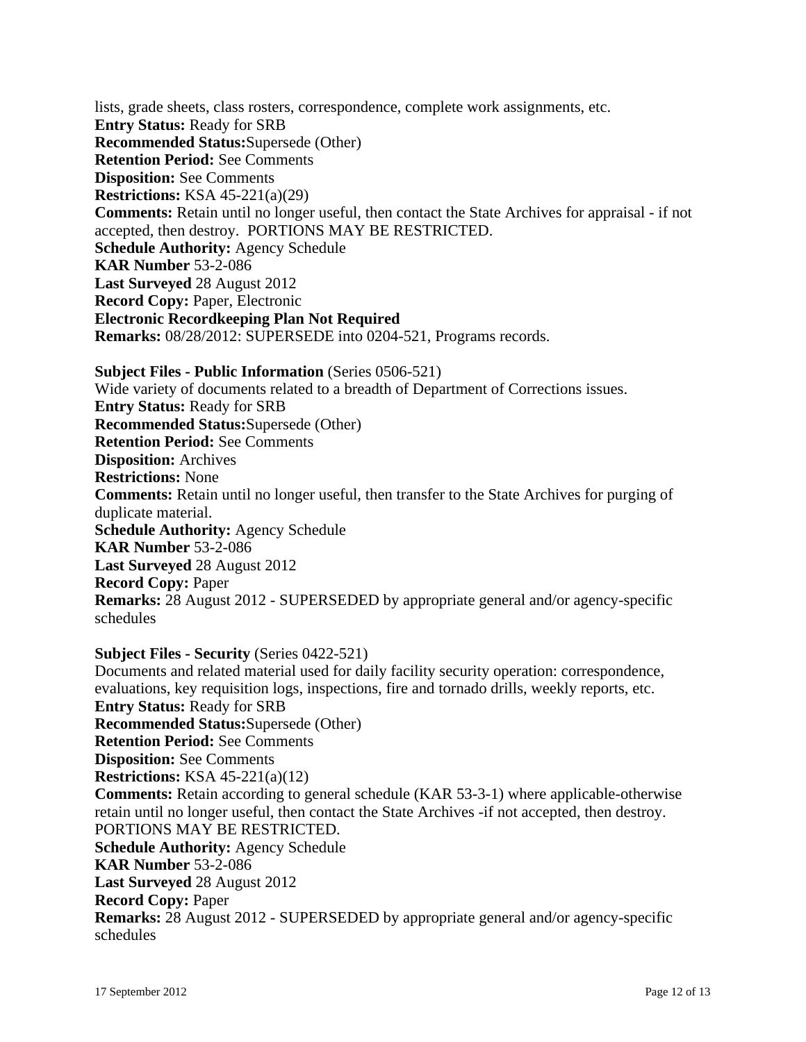lists, grade sheets, class rosters, correspondence, complete work assignments, etc.
**Entry Status:** Ready for SRB
**Recommended Status:**Supersede (Other)
**Retention Period:** See Comments
**Disposition:** See Comments
**Restrictions:** KSA 45-221(a)(29)
**Comments:** Retain until no longer useful, then contact the State Archives for appraisal - if not accepted, then destroy. PORTIONS MAY BE RESTRICTED.
**Schedule Authority:** Agency Schedule
**KAR Number** 53-2-086
**Last Surveyed** 28 August 2012
**Record Copy:** Paper, Electronic
**Electronic Recordkeeping Plan Not Required**
**Remarks:** 08/28/2012: SUPERSEDE into 0204-521, Programs records.

**Subject Files - Public Information** (Series 0506-521)
Wide variety of documents related to a breadth of Department of Corrections issues.
**Entry Status:** Ready for SRB
**Recommended Status:**Supersede (Other)
**Retention Period:** See Comments
**Disposition:** Archives
**Restrictions:** None
**Comments:** Retain until no longer useful, then transfer to the State Archives for purging of duplicate material.
**Schedule Authority:** Agency Schedule
**KAR Number** 53-2-086
**Last Surveyed** 28 August 2012
**Record Copy:** Paper
**Remarks:** 28 August 2012 - SUPERSEDED by appropriate general and/or agency-specific schedules

**Subject Files - Security** (Series 0422-521)
Documents and related material used for daily facility security operation: correspondence, evaluations, key requisition logs, inspections, fire and tornado drills, weekly reports, etc.
**Entry Status:** Ready for SRB
**Recommended Status:**Supersede (Other)
**Retention Period:** See Comments
**Disposition:** See Comments
**Restrictions:** KSA 45-221(a)(12)
**Comments:** Retain according to general schedule (KAR 53-3-1) where applicable-otherwise retain until no longer useful, then contact the State Archives -if not accepted, then destroy. PORTIONS MAY BE RESTRICTED.
**Schedule Authority:** Agency Schedule
**KAR Number** 53-2-086
**Last Surveyed** 28 August 2012
**Record Copy:** Paper
**Remarks:** 28 August 2012 - SUPERSEDED by appropriate general and/or agency-specific schedules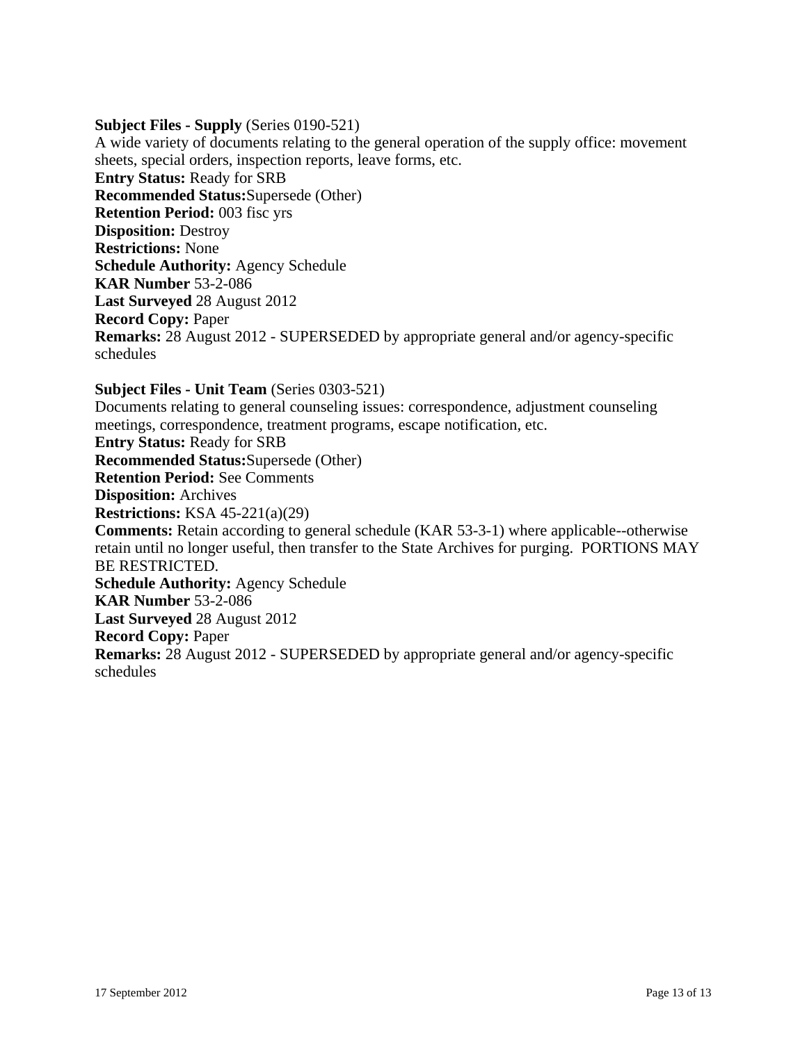**Subject Files - Supply** (Series 0190-521)
A wide variety of documents relating to the general operation of the supply office: movement sheets, special orders, inspection reports, leave forms, etc.
**Entry Status:** Ready for SRB
**Recommended Status:**Supersede (Other)
**Retention Period:** 003 fisc yrs
**Disposition:** Destroy
**Restrictions:** None
**Schedule Authority:** Agency Schedule
**KAR Number** 53-2-086
**Last Surveyed** 28 August 2012
**Record Copy:** Paper
**Remarks:** 28 August 2012 - SUPERSEDED by appropriate general and/or agency-specific schedules

**Subject Files - Unit Team** (Series 0303-521)
Documents relating to general counseling issues: correspondence, adjustment counseling meetings, correspondence, treatment programs, escape notification, etc.
**Entry Status:** Ready for SRB
**Recommended Status:**Supersede (Other)
**Retention Period:** See Comments
**Disposition:** Archives
**Restrictions:** KSA 45-221(a)(29)
**Comments:** Retain according to general schedule (KAR 53-3-1) where applicable--otherwise retain until no longer useful, then transfer to the State Archives for purging. PORTIONS MAY BE RESTRICTED.
**Schedule Authority:** Agency Schedule
**KAR Number** 53-2-086
**Last Surveyed** 28 August 2012
**Record Copy:** Paper
**Remarks:** 28 August 2012 - SUPERSEDED by appropriate general and/or agency-specific schedules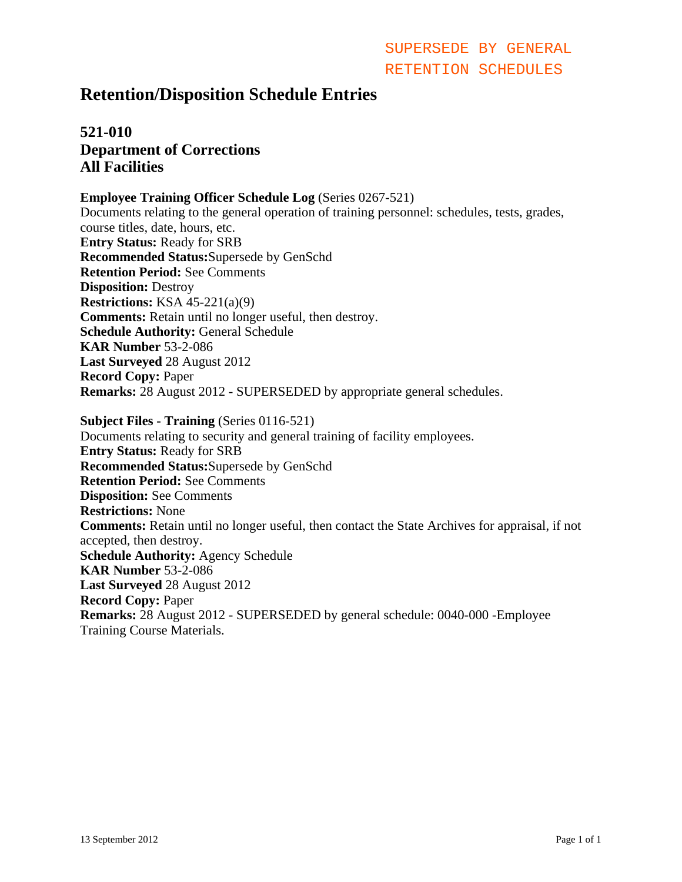SUPERSEDE BY GENERAL RETENTION SCHEDULES

# Retention/Disposition Schedule Entries

## 521-010
## Department of Corrections
## All Facilities

**Employee Training Officer Schedule Log** (Series 0267-521)
Documents relating to the general operation of training personnel: schedules, tests, grades, course titles, date, hours, etc.
**Entry Status:** Ready for SRB
**Recommended Status:**Supersede by GenSchd
**Retention Period:** See Comments
**Disposition:** Destroy
**Restrictions:** KSA 45-221(a)(9)
**Comments:** Retain until no longer useful, then destroy.
**Schedule Authority:** General Schedule
**KAR Number** 53-2-086
**Last Surveyed** 28 August 2012
**Record Copy:** Paper
**Remarks:** 28 August 2012 - SUPERSEDED by appropriate general schedules.

**Subject Files - Training** (Series 0116-521)
Documents relating to security and general training of facility employees.
**Entry Status:** Ready for SRB
**Recommended Status:**Supersede by GenSchd
**Retention Period:** See Comments
**Disposition:** See Comments
**Restrictions:** None
**Comments:** Retain until no longer useful, then contact the State Archives for appraisal, if not accepted, then destroy.
**Schedule Authority:** Agency Schedule
**KAR Number** 53-2-086
**Last Surveyed** 28 August 2012
**Record Copy:** Paper
**Remarks:** 28 August 2012 - SUPERSEDED by general schedule: 0040-000 -Employee Training Course Materials.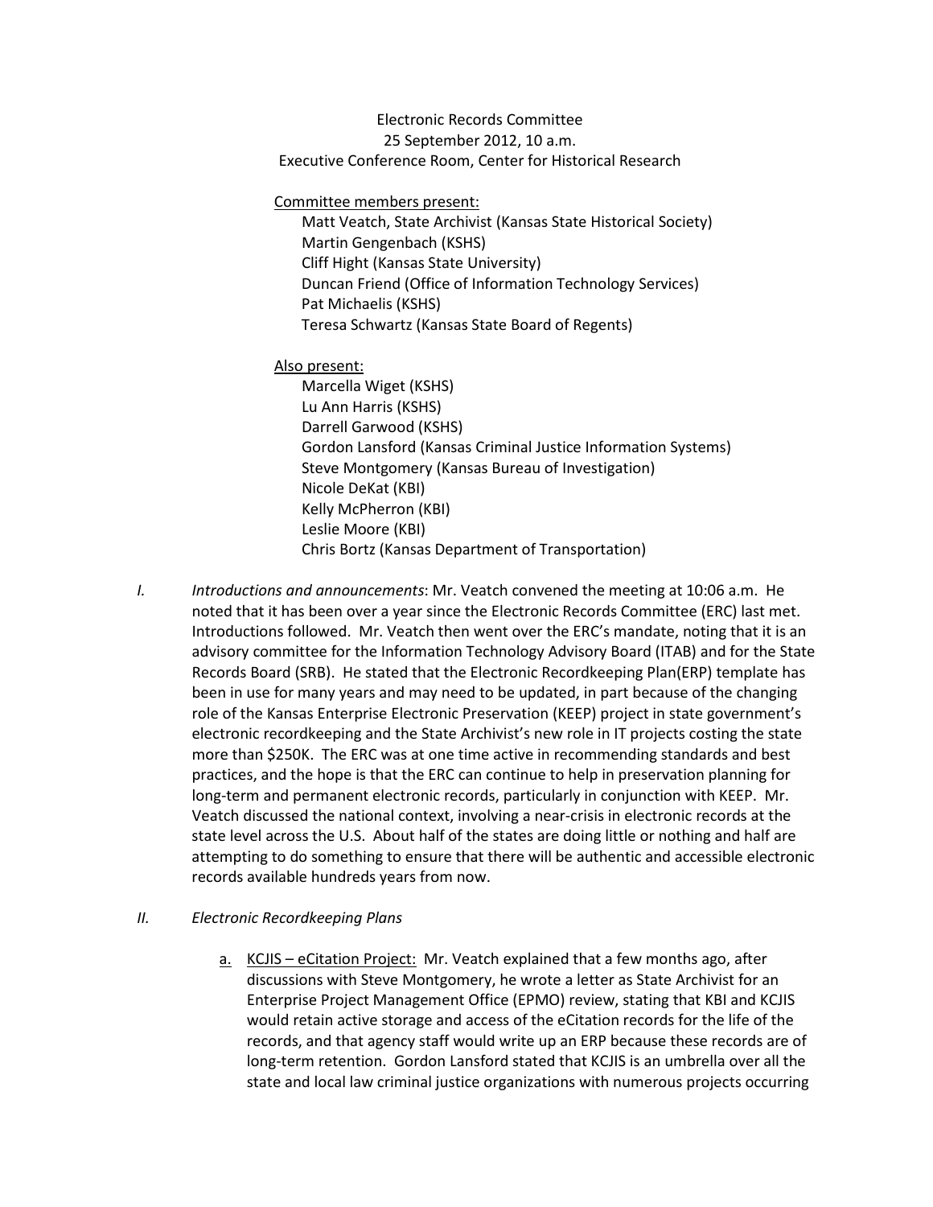Electronic Records Committee
25 September 2012, 10 a.m.
Executive Conference Room, Center for Historical Research

Committee members present:

Matt Veatch, State Archivist (Kansas State Historical Society)
Martin Gengenbach (KSHS)
Cliff Hight (Kansas State University)
Duncan Friend (Office of Information Technology Services)
Pat Michaelis (KSHS)
Teresa Schwartz (Kansas State Board of Regents)

Also present:

Marcella Wiget (KSHS)
Lu Ann Harris (KSHS)
Darrell Garwood (KSHS)
Gordon Lansford (Kansas Criminal Justice Information Systems)
Steve Montgomery (Kansas Bureau of Investigation)
Nicole DeKat (KBI)
Kelly McPherron (KBI)
Leslie Moore (KBI)
Chris Bortz (Kansas Department of Transportation)

I. *Introductions and announcements*: Mr. Veatch convened the meeting at 10:06 a.m. He noted that it has been over a year since the Electronic Records Committee (ERC) last met. Introductions followed. Mr. Veatch then went over the ERC's mandate, noting that it is an advisory committee for the Information Technology Advisory Board (ITAB) and for the State Records Board (SRB). He stated that the Electronic Recordkeeping Plan(ERP) template has been in use for many years and may need to be updated, in part because of the changing role of the Kansas Enterprise Electronic Preservation (KEEP) project in state government's electronic recordkeeping and the State Archivist's new role in IT projects costing the state more than $250K. The ERC was at one time active in recommending standards and best practices, and the hope is that the ERC can continue to help in preservation planning for long-term and permanent electronic records, particularly in conjunction with KEEP. Mr. Veatch discussed the national context, involving a near-crisis in electronic records at the state level across the U.S. About half of the states are doing little or nothing and half are attempting to do something to ensure that there will be authentic and accessible electronic records available hundreds years from now.

II. *Electronic Recordkeeping Plans*

a. KCJIS – eCitation Project: Mr. Veatch explained that a few months ago, after discussions with Steve Montgomery, he wrote a letter as State Archivist for an Enterprise Project Management Office (EPMO) review, stating that KBI and KCJIS would retain active storage and access of the eCitation records for the life of the records, and that agency staff would write up an ERP because these records are of long-term retention. Gordon Lansford stated that KCJIS is an umbrella over all the state and local law criminal justice organizations with numerous projects occurring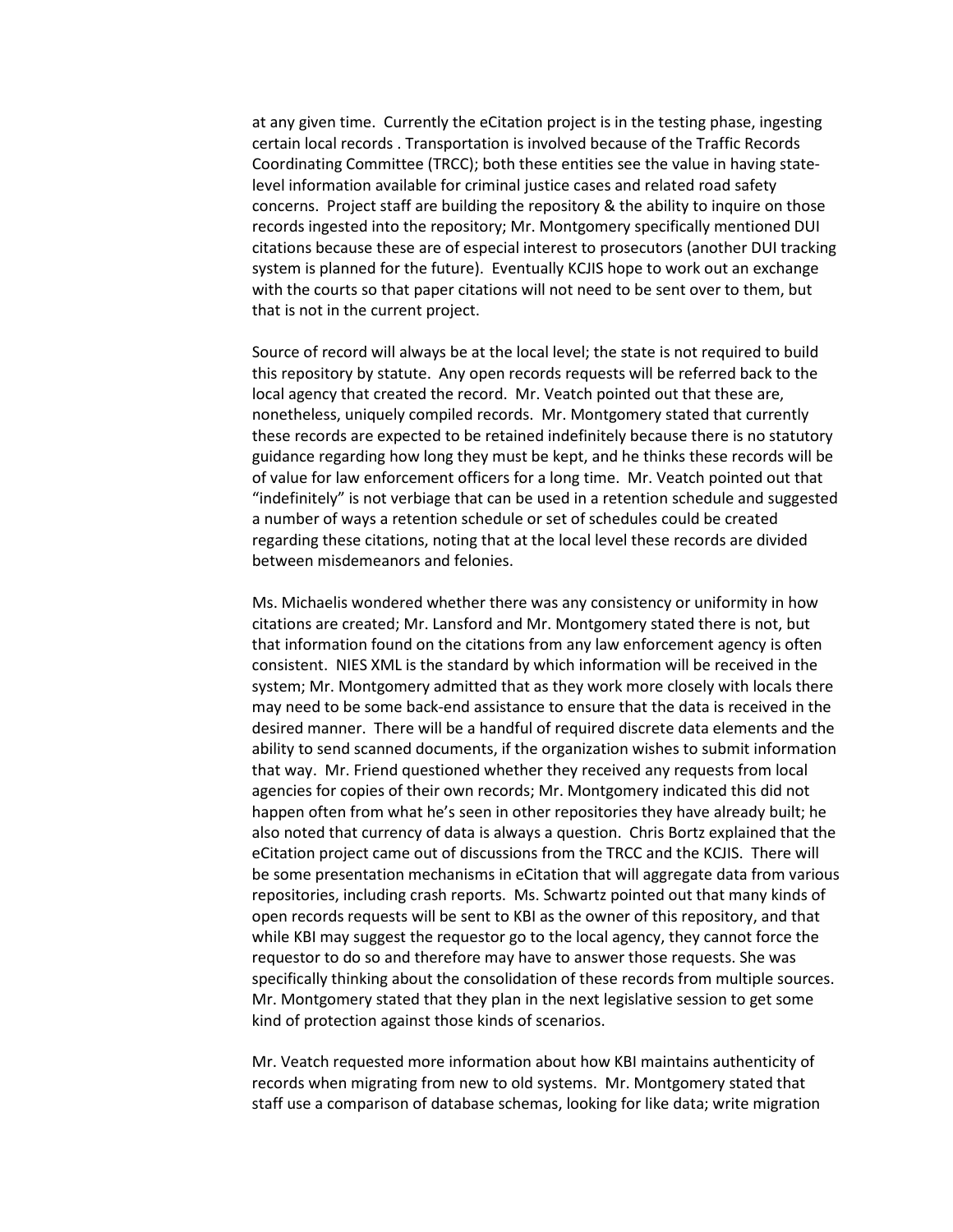at any given time. Currently the eCitation project is in the testing phase, ingesting certain local records . Transportation is involved because of the Traffic Records Coordinating Committee (TRCC); both these entities see the value in having state-level information available for criminal justice cases and related road safety concerns. Project staff are building the repository & the ability to inquire on those records ingested into the repository; Mr. Montgomery specifically mentioned DUI citations because these are of especial interest to prosecutors (another DUI tracking system is planned for the future). Eventually KCJIS hope to work out an exchange with the courts so that paper citations will not need to be sent over to them, but that is not in the current project.

Source of record will always be at the local level; the state is not required to build this repository by statute. Any open records requests will be referred back to the local agency that created the record. Mr. Veatch pointed out that these are, nonetheless, uniquely compiled records. Mr. Montgomery stated that currently these records are expected to be retained indefinitely because there is no statutory guidance regarding how long they must be kept, and he thinks these records will be of value for law enforcement officers for a long time. Mr. Veatch pointed out that "indefinitely" is not verbiage that can be used in a retention schedule and suggested a number of ways a retention schedule or set of schedules could be created regarding these citations, noting that at the local level these records are divided between misdemeanors and felonies.

Ms. Michaelis wondered whether there was any consistency or uniformity in how citations are created; Mr. Lansford and Mr. Montgomery stated there is not, but that information found on the citations from any law enforcement agency is often consistent. NIES XML is the standard by which information will be received in the system; Mr. Montgomery admitted that as they work more closely with locals there may need to be some back-end assistance to ensure that the data is received in the desired manner. There will be a handful of required discrete data elements and the ability to send scanned documents, if the organization wishes to submit information that way. Mr. Friend questioned whether they received any requests from local agencies for copies of their own records; Mr. Montgomery indicated this did not happen often from what he's seen in other repositories they have already built; he also noted that currency of data is always a question. Chris Bortz explained that the eCitation project came out of discussions from the TRCC and the KCJIS. There will be some presentation mechanisms in eCitation that will aggregate data from various repositories, including crash reports. Ms. Schwartz pointed out that many kinds of open records requests will be sent to KBI as the owner of this repository, and that while KBI may suggest the requestor go to the local agency, they cannot force the requestor to do so and therefore may have to answer those requests. She was specifically thinking about the consolidation of these records from multiple sources. Mr. Montgomery stated that they plan in the next legislative session to get some kind of protection against those kinds of scenarios.

Mr. Veatch requested more information about how KBI maintains authenticity of records when migrating from new to old systems. Mr. Montgomery stated that staff use a comparison of database schemas, looking for like data; write migration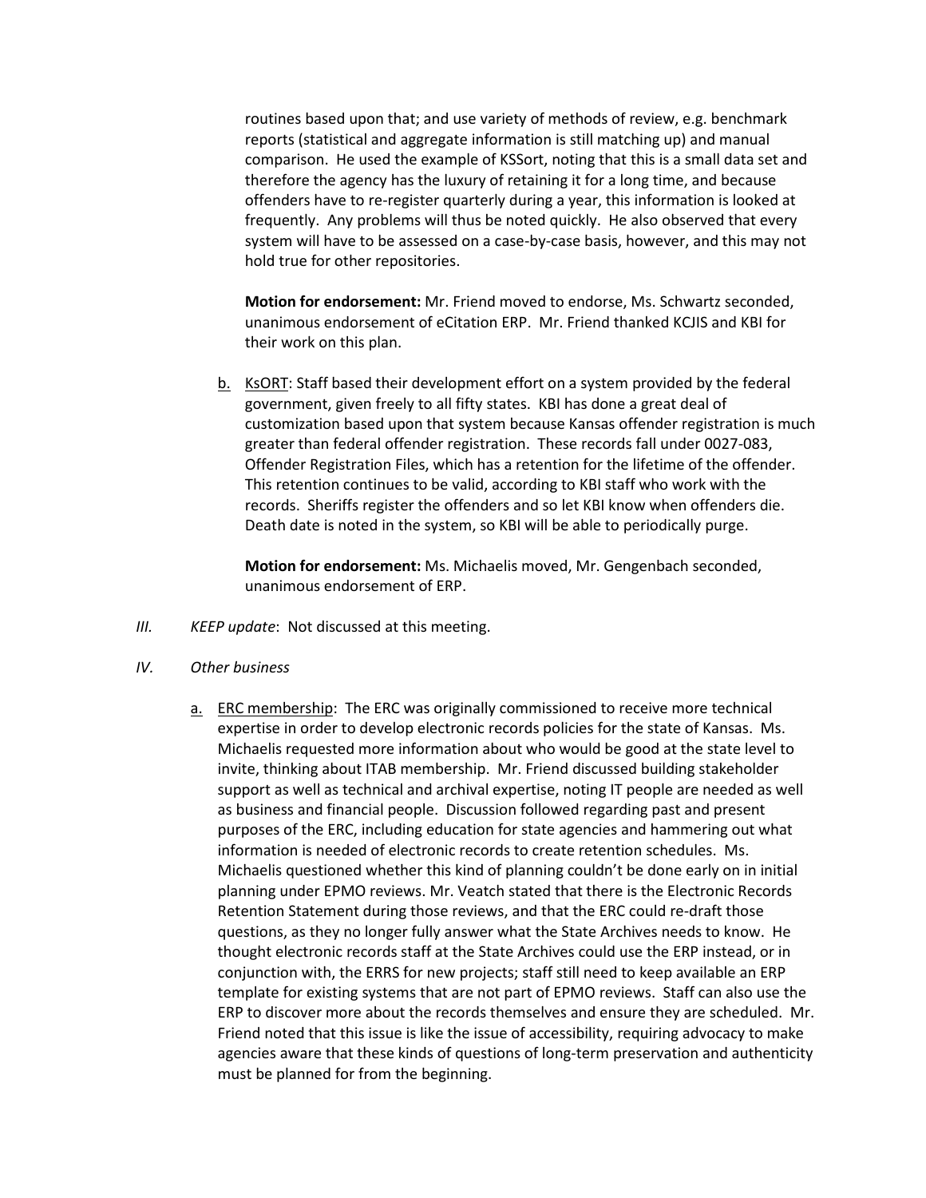routines based upon that; and use variety of methods of review, e.g. benchmark reports (statistical and aggregate information is still matching up) and manual comparison. He used the example of KSSort, noting that this is a small data set and therefore the agency has the luxury of retaining it for a long time, and because offenders have to re-register quarterly during a year, this information is looked at frequently. Any problems will thus be noted quickly. He also observed that every system will have to be assessed on a case-by-case basis, however, and this may not hold true for other repositories.

**Motion for endorsement:** Mr. Friend moved to endorse, Ms. Schwartz seconded, unanimous endorsement of eCitation ERP. Mr. Friend thanked KCJIS and KBI for their work on this plan.

b. KsORT: Staff based their development effort on a system provided by the federal government, given freely to all fifty states. KBI has done a great deal of customization based upon that system because Kansas offender registration is much greater than federal offender registration. These records fall under 0027-083, Offender Registration Files, which has a retention for the lifetime of the offender. This retention continues to be valid, according to KBI staff who work with the records. Sheriffs register the offenders and so let KBI know when offenders die. Death date is noted in the system, so KBI will be able to periodically purge.

**Motion for endorsement:** Ms. Michaelis moved, Mr. Gengenbach seconded, unanimous endorsement of ERP.

*III. KEEP update*: Not discussed at this meeting.

*IV. Other business*

a. ERC membership: The ERC was originally commissioned to receive more technical expertise in order to develop electronic records policies for the state of Kansas. Ms. Michaelis requested more information about who would be good at the state level to invite, thinking about ITAB membership. Mr. Friend discussed building stakeholder support as well as technical and archival expertise, noting IT people are needed as well as business and financial people. Discussion followed regarding past and present purposes of the ERC, including education for state agencies and hammering out what information is needed of electronic records to create retention schedules. Ms. Michaelis questioned whether this kind of planning couldn't be done early on in initial planning under EPMO reviews. Mr. Veatch stated that there is the Electronic Records Retention Statement during those reviews, and that the ERC could re-draft those questions, as they no longer fully answer what the State Archives needs to know. He thought electronic records staff at the State Archives could use the ERP instead, or in conjunction with, the ERRS for new projects; staff still need to keep available an ERP template for existing systems that are not part of EPMO reviews. Staff can also use the ERP to discover more about the records themselves and ensure they are scheduled. Mr. Friend noted that this issue is like the issue of accessibility, requiring advocacy to make agencies aware that these kinds of questions of long-term preservation and authenticity must be planned for from the beginning.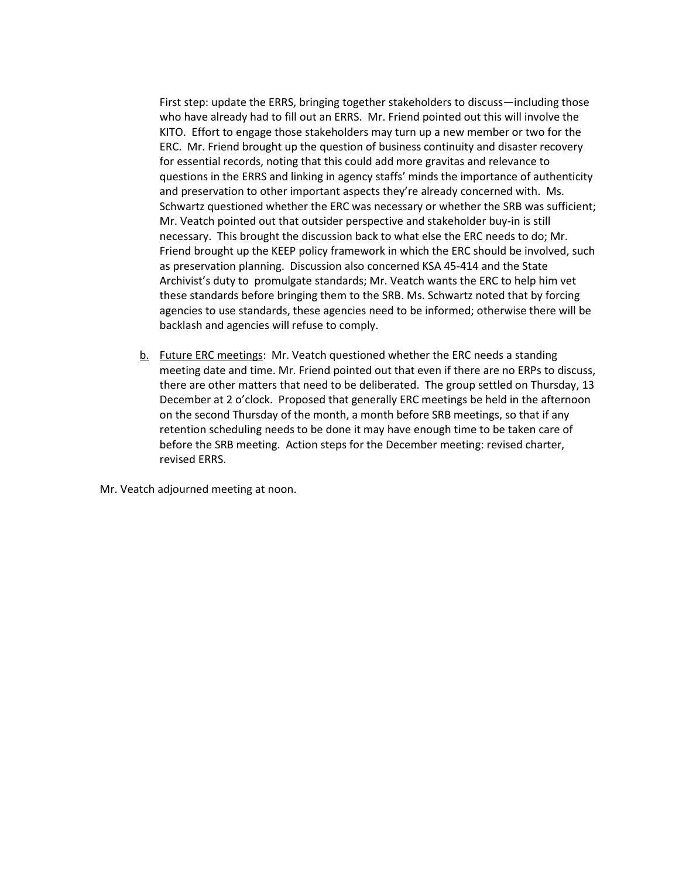First step: update the ERRS, bringing together stakeholders to discuss—including those who have already had to fill out an ERRS. Mr. Friend pointed out this will involve the KITO. Effort to engage those stakeholders may turn up a new member or two for the ERC. Mr. Friend brought up the question of business continuity and disaster recovery for essential records, noting that this could add more gravitas and relevance to questions in the ERRS and linking in agency staffs' minds the importance of authenticity and preservation to other important aspects they're already concerned with. Ms. Schwartz questioned whether the ERC was necessary or whether the SRB was sufficient; Mr. Veatch pointed out that outsider perspective and stakeholder buy-in is still necessary. This brought the discussion back to what else the ERC needs to do; Mr. Friend brought up the KEEP policy framework in which the ERC should be involved, such as preservation planning. Discussion also concerned KSA 45-414 and the State Archivist's duty to promulgate standards; Mr. Veatch wants the ERC to help him vet these standards before bringing them to the SRB. Ms. Schwartz noted that by forcing agencies to use standards, these agencies need to be informed; otherwise there will be backlash and agencies will refuse to comply.

b. <u>Future ERC meetings</u>: Mr. Veatch questioned whether the ERC needs a standing meeting date and time. Mr. Friend pointed out that even if there are no ERPs to discuss, there are other matters that need to be deliberated. The group settled on Thursday, 13 December at 2 o'clock. Proposed that generally ERC meetings be held in the afternoon on the second Thursday of the month, a month before SRB meetings, so that if any retention scheduling needs to be done it may have enough time to be taken care of before the SRB meeting. Action steps for the December meeting: revised charter, revised ERRS.

Mr. Veatch adjourned meeting at noon.